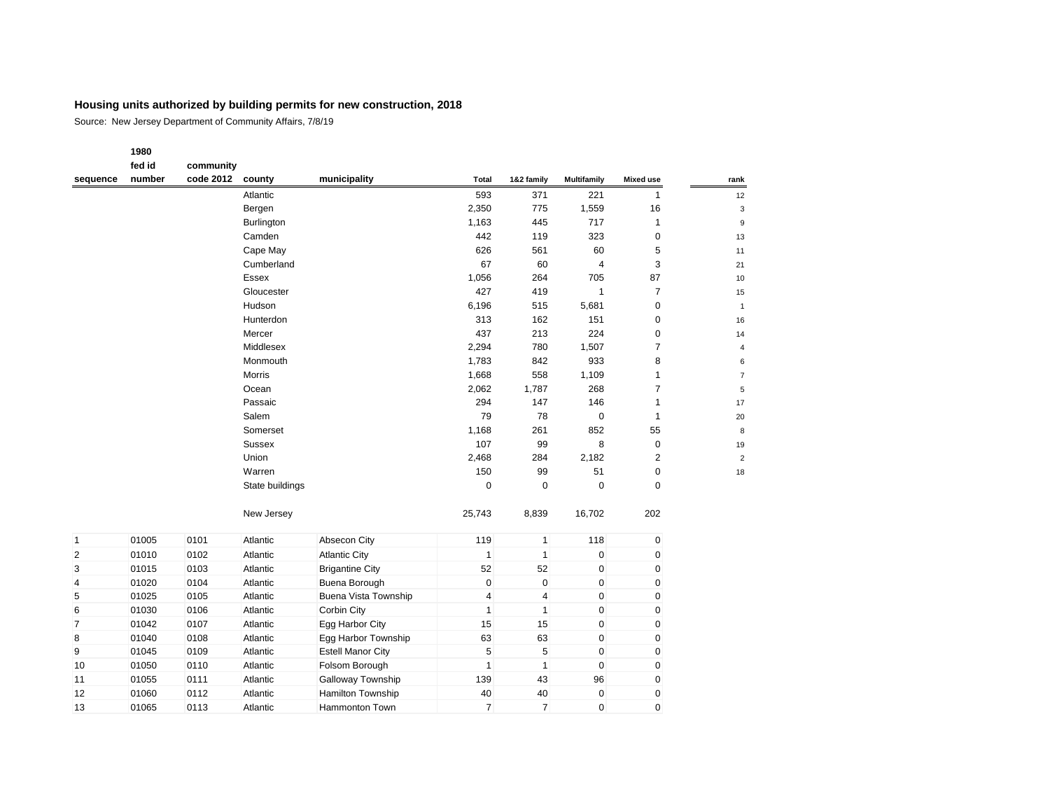# Housing units authorized by building permits for new construction, 2018

Source: New Jersey Department of Community Affairs, 7/8/19

| sequence | 1980 fed id number | community code 2012 | county | municipality | Total | 1&2 family | Multifamily | Mixed use | rank |
|---|---|---|---|---|---|---|---|---|---|
| | | | Atlantic | | 593 | 371 | 221 | 1 | 12 |
| | | | Bergen | | 2,350 | 775 | 1,559 | 16 | 3 |
| | | | Burlington | | 1,163 | 445 | 717 | 1 | 9 |
| | | | Camden | | 442 | 119 | 323 | 0 | 13 |
| | | | Cape May | | 626 | 561 | 60 | 5 | 11 |
| | | | Cumberland | | 67 | 60 | 4 | 3 | 21 |
| | | | Essex | | 1,056 | 264 | 705 | 87 | 10 |
| | | | Gloucester | | 427 | 419 | 1 | 7 | 15 |
| | | | Hudson | | 6,196 | 515 | 5,681 | 0 | 1 |
| | | | Hunterdon | | 313 | 162 | 151 | 0 | 16 |
| | | | Mercer | | 437 | 213 | 224 | 0 | 14 |
| | | | Middlesex | | 2,294 | 780 | 1,507 | 7 | 4 |
| | | | Monmouth | | 1,783 | 842 | 933 | 8 | 6 |
| | | | Morris | | 1,668 | 558 | 1,109 | 1 | 7 |
| | | | Ocean | | 2,062 | 1,787 | 268 | 7 | 5 |
| | | | Passaic | | 294 | 147 | 146 | 1 | 17 |
| | | | Salem | | 79 | 78 | 0 | 1 | 20 |
| | | | Somerset | | 1,168 | 261 | 852 | 55 | 8 |
| | | | Sussex | | 107 | 99 | 8 | 0 | 19 |
| | | | Union | | 2,468 | 284 | 2,182 | 2 | 2 |
| | | | Warren | | 150 | 99 | 51 | 0 | 18 |
| | | | State buildings | | 0 | 0 | 0 | 0 | |
| | | | New Jersey | | 25,743 | 8,839 | 16,702 | 202 | |
| 1 | 01005 | 0101 | Atlantic | Absecon City | 119 | 1 | 118 | 0 | |
| 2 | 01010 | 0102 | Atlantic | Atlantic City | 1 | 1 | 0 | 0 | |
| 3 | 01015 | 0103 | Atlantic | Brigantine City | 52 | 52 | 0 | 0 | |
| 4 | 01020 | 0104 | Atlantic | Buena Borough | 0 | 0 | 0 | 0 | |
| 5 | 01025 | 0105 | Atlantic | Buena Vista Township | 4 | 4 | 0 | 0 | |
| 6 | 01030 | 0106 | Atlantic | Corbin City | 1 | 1 | 0 | 0 | |
| 7 | 01042 | 0107 | Atlantic | Egg Harbor City | 15 | 15 | 0 | 0 | |
| 8 | 01040 | 0108 | Atlantic | Egg Harbor Township | 63 | 63 | 0 | 0 | |
| 9 | 01045 | 0109 | Atlantic | Estell Manor City | 5 | 5 | 0 | 0 | |
| 10 | 01050 | 0110 | Atlantic | Folsom Borough | 1 | 1 | 0 | 0 | |
| 11 | 01055 | 0111 | Atlantic | Galloway Township | 139 | 43 | 96 | 0 | |
| 12 | 01060 | 0112 | Atlantic | Hamilton Township | 40 | 40 | 0 | 0 | |
| 13 | 01065 | 0113 | Atlantic | Hammonton Town | 7 | 7 | 0 | 0 | |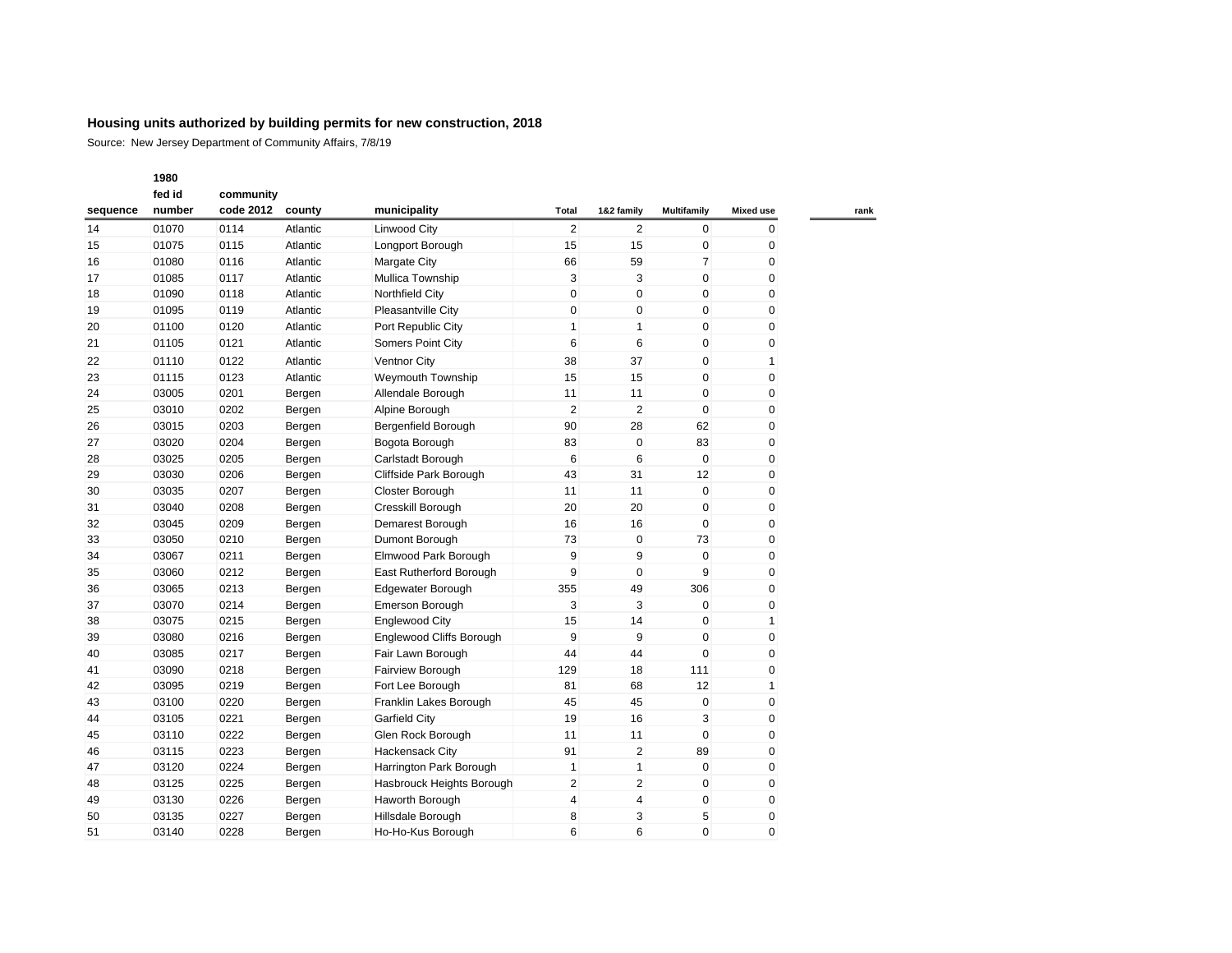## Housing units authorized by building permits for new construction, 2018

Source: New Jersey Department of Community Affairs, 7/8/19

| sequence | 1980 fed id number | community code 2012 | county | municipality | Total | 1&2 family | Multifamily | Mixed use | rank |
|---|---|---|---|---|---|---|---|---|---|
| 14 | 01070 | 0114 | Atlantic | Linwood City | 2 | 2 | 0 | 0 | |
| 15 | 01075 | 0115 | Atlantic | Longport Borough | 15 | 15 | 0 | 0 | |
| 16 | 01080 | 0116 | Atlantic | Margate City | 66 | 59 | 7 | 0 | |
| 17 | 01085 | 0117 | Atlantic | Mullica Township | 3 | 3 | 0 | 0 | |
| 18 | 01090 | 0118 | Atlantic | Northfield City | 0 | 0 | 0 | 0 | |
| 19 | 01095 | 0119 | Atlantic | Pleasantville City | 0 | 0 | 0 | 0 | |
| 20 | 01100 | 0120 | Atlantic | Port Republic City | 1 | 1 | 0 | 0 | |
| 21 | 01105 | 0121 | Atlantic | Somers Point City | 6 | 6 | 0 | 0 | |
| 22 | 01110 | 0122 | Atlantic | Ventnor City | 38 | 37 | 0 | 1 | |
| 23 | 01115 | 0123 | Atlantic | Weymouth Township | 15 | 15 | 0 | 0 | |
| 24 | 03005 | 0201 | Bergen | Allendale Borough | 11 | 11 | 0 | 0 | |
| 25 | 03010 | 0202 | Bergen | Alpine Borough | 2 | 2 | 0 | 0 | |
| 26 | 03015 | 0203 | Bergen | Bergenfield Borough | 90 | 28 | 62 | 0 | |
| 27 | 03020 | 0204 | Bergen | Bogota Borough | 83 | 0 | 83 | 0 | |
| 28 | 03025 | 0205 | Bergen | Carlstadt Borough | 6 | 6 | 0 | 0 | |
| 29 | 03030 | 0206 | Bergen | Cliffside Park Borough | 43 | 31 | 12 | 0 | |
| 30 | 03035 | 0207 | Bergen | Closter Borough | 11 | 11 | 0 | 0 | |
| 31 | 03040 | 0208 | Bergen | Cresskill Borough | 20 | 20 | 0 | 0 | |
| 32 | 03045 | 0209 | Bergen | Demarest Borough | 16 | 16 | 0 | 0 | |
| 33 | 03050 | 0210 | Bergen | Dumont Borough | 73 | 0 | 73 | 0 | |
| 34 | 03067 | 0211 | Bergen | Elmwood Park Borough | 9 | 9 | 0 | 0 | |
| 35 | 03060 | 0212 | Bergen | East Rutherford Borough | 9 | 0 | 9 | 0 | |
| 36 | 03065 | 0213 | Bergen | Edgewater Borough | 355 | 49 | 306 | 0 | |
| 37 | 03070 | 0214 | Bergen | Emerson Borough | 3 | 3 | 0 | 0 | |
| 38 | 03075 | 0215 | Bergen | Englewood City | 15 | 14 | 0 | 1 | |
| 39 | 03080 | 0216 | Bergen | Englewood Cliffs Borough | 9 | 9 | 0 | 0 | |
| 40 | 03085 | 0217 | Bergen | Fair Lawn Borough | 44 | 44 | 0 | 0 | |
| 41 | 03090 | 0218 | Bergen | Fairview Borough | 129 | 18 | 111 | 0 | |
| 42 | 03095 | 0219 | Bergen | Fort Lee Borough | 81 | 68 | 12 | 1 | |
| 43 | 03100 | 0220 | Bergen | Franklin Lakes Borough | 45 | 45 | 0 | 0 | |
| 44 | 03105 | 0221 | Bergen | Garfield City | 19 | 16 | 3 | 0 | |
| 45 | 03110 | 0222 | Bergen | Glen Rock Borough | 11 | 11 | 0 | 0 | |
| 46 | 03115 | 0223 | Bergen | Hackensack City | 91 | 2 | 89 | 0 | |
| 47 | 03120 | 0224 | Bergen | Harrington Park Borough | 1 | 1 | 0 | 0 | |
| 48 | 03125 | 0225 | Bergen | Hasbrouck Heights Borough | 2 | 2 | 0 | 0 | |
| 49 | 03130 | 0226 | Bergen | Haworth Borough | 4 | 4 | 0 | 0 | |
| 50 | 03135 | 0227 | Bergen | Hillsdale Borough | 8 | 3 | 5 | 0 | |
| 51 | 03140 | 0228 | Bergen | Ho-Ho-Kus Borough | 6 | 6 | 0 | 0 | |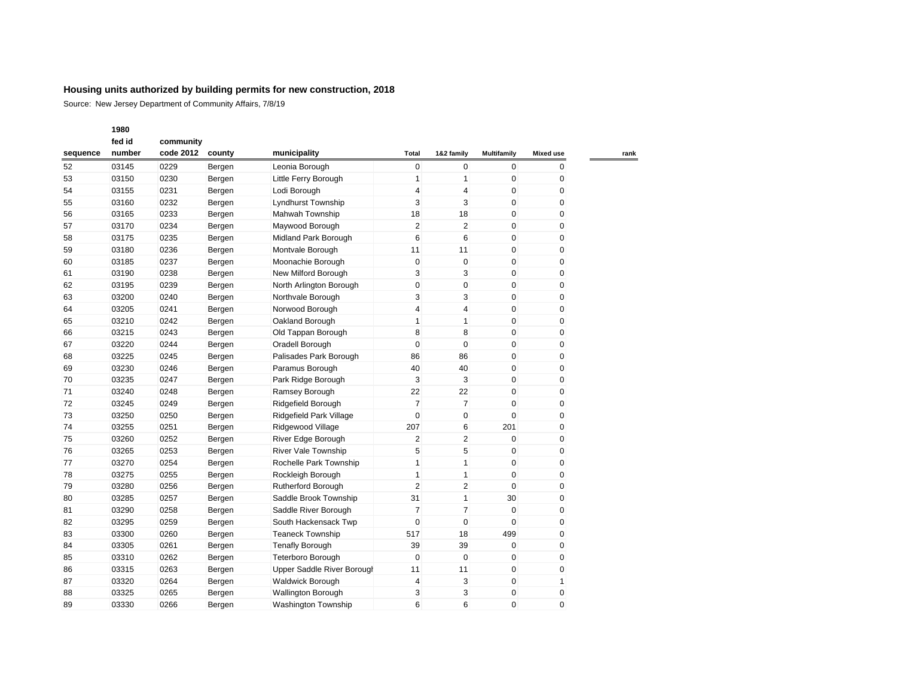**Housing units authorized by building permits for new construction, 2018**

Source: New Jersey Department of Community Affairs, 7/8/19

| sequence | 1980 fed id number | community code 2012 | county | municipality | Total | 1&2 family | Multifamily | Mixed use | rank |
|---|---|---|---|---|---|---|---|---|---|
| 52 | 03145 | 0229 | Bergen | Leonia Borough | 0 | 0 | 0 | 0 | |
| 53 | 03150 | 0230 | Bergen | Little Ferry Borough | 1 | 1 | 0 | 0 | |
| 54 | 03155 | 0231 | Bergen | Lodi Borough | 4 | 4 | 0 | 0 | |
| 55 | 03160 | 0232 | Bergen | Lyndhurst Township | 3 | 3 | 0 | 0 | |
| 56 | 03165 | 0233 | Bergen | Mahwah Township | 18 | 18 | 0 | 0 | |
| 57 | 03170 | 0234 | Bergen | Maywood Borough | 2 | 2 | 0 | 0 | |
| 58 | 03175 | 0235 | Bergen | Midland Park Borough | 6 | 6 | 0 | 0 | |
| 59 | 03180 | 0236 | Bergen | Montvale Borough | 11 | 11 | 0 | 0 | |
| 60 | 03185 | 0237 | Bergen | Moonachie Borough | 0 | 0 | 0 | 0 | |
| 61 | 03190 | 0238 | Bergen | New Milford Borough | 3 | 3 | 0 | 0 | |
| 62 | 03195 | 0239 | Bergen | North Arlington Borough | 0 | 0 | 0 | 0 | |
| 63 | 03200 | 0240 | Bergen | Northvale Borough | 3 | 3 | 0 | 0 | |
| 64 | 03205 | 0241 | Bergen | Norwood Borough | 4 | 4 | 0 | 0 | |
| 65 | 03210 | 0242 | Bergen | Oakland Borough | 1 | 1 | 0 | 0 | |
| 66 | 03215 | 0243 | Bergen | Old Tappan Borough | 8 | 8 | 0 | 0 | |
| 67 | 03220 | 0244 | Bergen | Oradell Borough | 0 | 0 | 0 | 0 | |
| 68 | 03225 | 0245 | Bergen | Palisades Park Borough | 86 | 86 | 0 | 0 | |
| 69 | 03230 | 0246 | Bergen | Paramus Borough | 40 | 40 | 0 | 0 | |
| 70 | 03235 | 0247 | Bergen | Park Ridge Borough | 3 | 3 | 0 | 0 | |
| 71 | 03240 | 0248 | Bergen | Ramsey Borough | 22 | 22 | 0 | 0 | |
| 72 | 03245 | 0249 | Bergen | Ridgefield Borough | 7 | 7 | 0 | 0 | |
| 73 | 03250 | 0250 | Bergen | Ridgefield Park Village | 0 | 0 | 0 | 0 | |
| 74 | 03255 | 0251 | Bergen | Ridgewood Village | 207 | 6 | 201 | 0 | |
| 75 | 03260 | 0252 | Bergen | River Edge Borough | 2 | 2 | 0 | 0 | |
| 76 | 03265 | 0253 | Bergen | River Vale Township | 5 | 5 | 0 | 0 | |
| 77 | 03270 | 0254 | Bergen | Rochelle Park Township | 1 | 1 | 0 | 0 | |
| 78 | 03275 | 0255 | Bergen | Rockleigh Borough | 1 | 1 | 0 | 0 | |
| 79 | 03280 | 0256 | Bergen | Rutherford Borough | 2 | 2 | 0 | 0 | |
| 80 | 03285 | 0257 | Bergen | Saddle Brook Township | 31 | 1 | 30 | 0 | |
| 81 | 03290 | 0258 | Bergen | Saddle River Borough | 7 | 7 | 0 | 0 | |
| 82 | 03295 | 0259 | Bergen | South Hackensack Twp | 0 | 0 | 0 | 0 | |
| 83 | 03300 | 0260 | Bergen | Teaneck Township | 517 | 18 | 499 | 0 | |
| 84 | 03305 | 0261 | Bergen | Tenafly Borough | 39 | 39 | 0 | 0 | |
| 85 | 03310 | 0262 | Bergen | Teterboro Borough | 0 | 0 | 0 | 0 | |
| 86 | 03315 | 0263 | Bergen | Upper Saddle River Borough | 11 | 11 | 0 | 0 | |
| 87 | 03320 | 0264 | Bergen | Waldwick Borough | 4 | 3 | 0 | 1 | |
| 88 | 03325 | 0265 | Bergen | Wallington Borough | 3 | 3 | 0 | 0 | |
| 89 | 03330 | 0266 | Bergen | Washington Township | 6 | 6 | 0 | 0 | |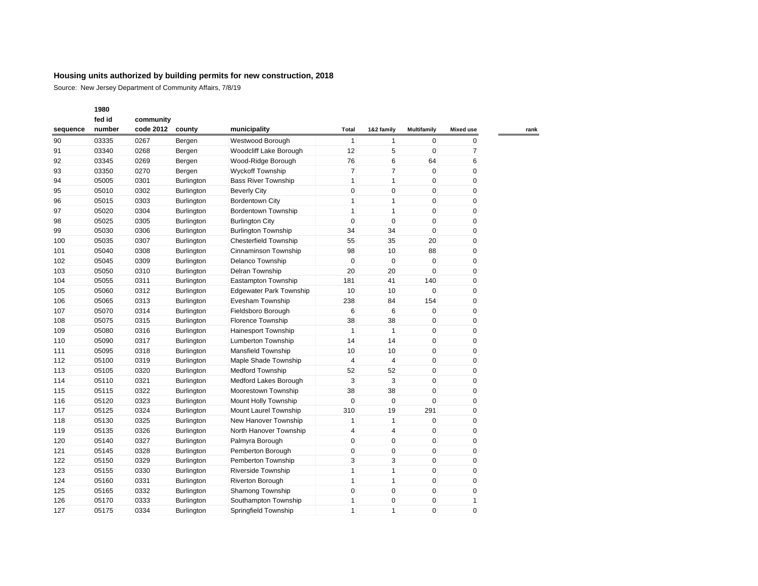**Housing units authorized by building permits for new construction, 2018**

Source: New Jersey Department of Community Affairs, 7/8/19

| sequence | 1980 fed id number | community code 2012 | county | municipality | Total | 1&2 family | Multifamily | Mixed use | rank |
|---|---|---|---|---|---|---|---|---|---|
| 90 | 03335 | 0267 | Bergen | Westwood Borough | 1 | 1 | 0 | 0 | |
| 91 | 03340 | 0268 | Bergen | Woodcliff Lake Borough | 12 | 5 | 0 | 7 | |
| 92 | 03345 | 0269 | Bergen | Wood-Ridge Borough | 76 | 6 | 64 | 6 | |
| 93 | 03350 | 0270 | Bergen | Wyckoff Township | 7 | 7 | 0 | 0 | |
| 94 | 05005 | 0301 | Burlington | Bass River Township | 1 | 1 | 0 | 0 | |
| 95 | 05010 | 0302 | Burlington | Beverly City | 0 | 0 | 0 | 0 | |
| 96 | 05015 | 0303 | Burlington | Bordentown City | 1 | 1 | 0 | 0 | |
| 97 | 05020 | 0304 | Burlington | Bordentown Township | 1 | 1 | 0 | 0 | |
| 98 | 05025 | 0305 | Burlington | Burlington City | 0 | 0 | 0 | 0 | |
| 99 | 05030 | 0306 | Burlington | Burlington Township | 34 | 34 | 0 | 0 | |
| 100 | 05035 | 0307 | Burlington | Chesterfield Township | 55 | 35 | 20 | 0 | |
| 101 | 05040 | 0308 | Burlington | Cinnaminson Township | 98 | 10 | 88 | 0 | |
| 102 | 05045 | 0309 | Burlington | Delanco Township | 0 | 0 | 0 | 0 | |
| 103 | 05050 | 0310 | Burlington | Delran Township | 20 | 20 | 0 | 0 | |
| 104 | 05055 | 0311 | Burlington | Eastampton Township | 181 | 41 | 140 | 0 | |
| 105 | 05060 | 0312 | Burlington | Edgewater Park Township | 10 | 10 | 0 | 0 | |
| 106 | 05065 | 0313 | Burlington | Evesham Township | 238 | 84 | 154 | 0 | |
| 107 | 05070 | 0314 | Burlington | Fieldsboro Borough | 6 | 6 | 0 | 0 | |
| 108 | 05075 | 0315 | Burlington | Florence Township | 38 | 38 | 0 | 0 | |
| 109 | 05080 | 0316 | Burlington | Hainesport Township | 1 | 1 | 0 | 0 | |
| 110 | 05090 | 0317 | Burlington | Lumberton Township | 14 | 14 | 0 | 0 | |
| 111 | 05095 | 0318 | Burlington | Mansfield Township | 10 | 10 | 0 | 0 | |
| 112 | 05100 | 0319 | Burlington | Maple Shade Township | 4 | 4 | 0 | 0 | |
| 113 | 05105 | 0320 | Burlington | Medford Township | 52 | 52 | 0 | 0 | |
| 114 | 05110 | 0321 | Burlington | Medford Lakes Borough | 3 | 3 | 0 | 0 | |
| 115 | 05115 | 0322 | Burlington | Moorestown Township | 38 | 38 | 0 | 0 | |
| 116 | 05120 | 0323 | Burlington | Mount Holly Township | 0 | 0 | 0 | 0 | |
| 117 | 05125 | 0324 | Burlington | Mount Laurel Township | 310 | 19 | 291 | 0 | |
| 118 | 05130 | 0325 | Burlington | New Hanover Township | 1 | 1 | 0 | 0 | |
| 119 | 05135 | 0326 | Burlington | North Hanover Township | 4 | 4 | 0 | 0 | |
| 120 | 05140 | 0327 | Burlington | Palmyra Borough | 0 | 0 | 0 | 0 | |
| 121 | 05145 | 0328 | Burlington | Pemberton Borough | 0 | 0 | 0 | 0 | |
| 122 | 05150 | 0329 | Burlington | Pemberton Township | 3 | 3 | 0 | 0 | |
| 123 | 05155 | 0330 | Burlington | Riverside Township | 1 | 1 | 0 | 0 | |
| 124 | 05160 | 0331 | Burlington | Riverton Borough | 1 | 1 | 0 | 0 | |
| 125 | 05165 | 0332 | Burlington | Shamong Township | 0 | 0 | 0 | 0 | |
| 126 | 05170 | 0333 | Burlington | Southampton Township | 1 | 0 | 0 | 1 | |
| 127 | 05175 | 0334 | Burlington | Springfield Township | 1 | 1 | 0 | 0 | |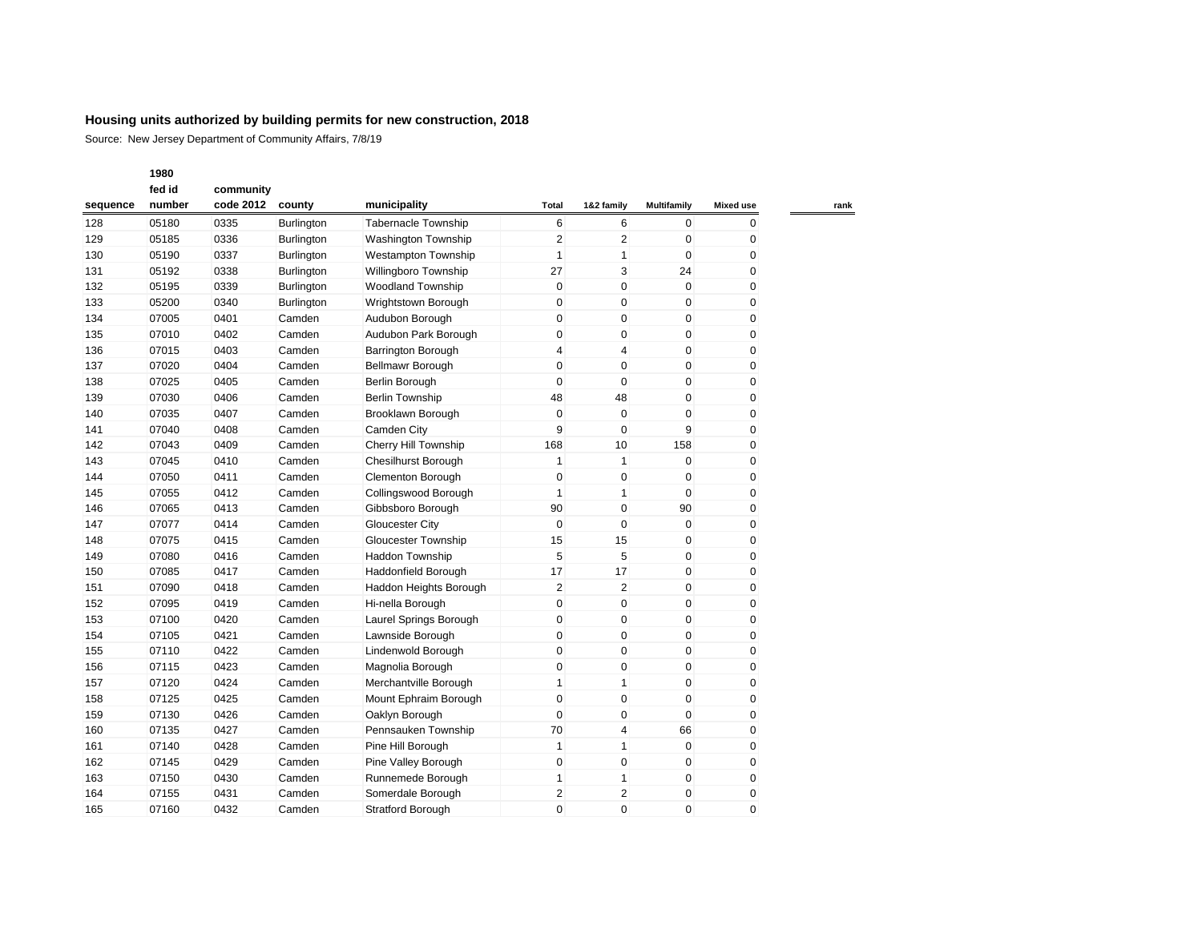## Housing units authorized by building permits for new construction, 2018

Source: New Jersey Department of Community Affairs, 7/8/19

| sequence | 1980 fed id number | community code 2012 | county | municipality | Total | 1&2 family | Multifamily | Mixed use | rank |
|---|---|---|---|---|---|---|---|---|---|
| 128 | 05180 | 0335 | Burlington | Tabernacle Township | 6 | 6 | 0 | 0 | |
| 129 | 05185 | 0336 | Burlington | Washington Township | 2 | 2 | 0 | 0 | |
| 130 | 05190 | 0337 | Burlington | Westampton Township | 1 | 1 | 0 | 0 | |
| 131 | 05192 | 0338 | Burlington | Willingboro Township | 27 | 3 | 24 | 0 | |
| 132 | 05195 | 0339 | Burlington | Woodland Township | 0 | 0 | 0 | 0 | |
| 133 | 05200 | 0340 | Burlington | Wrightstown Borough | 0 | 0 | 0 | 0 | |
| 134 | 07005 | 0401 | Camden | Audubon Borough | 0 | 0 | 0 | 0 | |
| 135 | 07010 | 0402 | Camden | Audubon Park Borough | 0 | 0 | 0 | 0 | |
| 136 | 07015 | 0403 | Camden | Barrington Borough | 4 | 4 | 0 | 0 | |
| 137 | 07020 | 0404 | Camden | Bellmawr Borough | 0 | 0 | 0 | 0 | |
| 138 | 07025 | 0405 | Camden | Berlin Borough | 0 | 0 | 0 | 0 | |
| 139 | 07030 | 0406 | Camden | Berlin Township | 48 | 48 | 0 | 0 | |
| 140 | 07035 | 0407 | Camden | Brooklawn Borough | 0 | 0 | 0 | 0 | |
| 141 | 07040 | 0408 | Camden | Camden City | 9 | 0 | 9 | 0 | |
| 142 | 07043 | 0409 | Camden | Cherry Hill Township | 168 | 10 | 158 | 0 | |
| 143 | 07045 | 0410 | Camden | Chesilhurst Borough | 1 | 1 | 0 | 0 | |
| 144 | 07050 | 0411 | Camden | Clementon Borough | 0 | 0 | 0 | 0 | |
| 145 | 07055 | 0412 | Camden | Collingswood Borough | 1 | 1 | 0 | 0 | |
| 146 | 07065 | 0413 | Camden | Gibbsboro Borough | 90 | 0 | 90 | 0 | |
| 147 | 07077 | 0414 | Camden | Gloucester City | 0 | 0 | 0 | 0 | |
| 148 | 07075 | 0415 | Camden | Gloucester Township | 15 | 15 | 0 | 0 | |
| 149 | 07080 | 0416 | Camden | Haddon Township | 5 | 5 | 0 | 0 | |
| 150 | 07085 | 0417 | Camden | Haddonfield Borough | 17 | 17 | 0 | 0 | |
| 151 | 07090 | 0418 | Camden | Haddon Heights Borough | 2 | 2 | 0 | 0 | |
| 152 | 07095 | 0419 | Camden | Hi-nella Borough | 0 | 0 | 0 | 0 | |
| 153 | 07100 | 0420 | Camden | Laurel Springs Borough | 0 | 0 | 0 | 0 | |
| 154 | 07105 | 0421 | Camden | Lawnside Borough | 0 | 0 | 0 | 0 | |
| 155 | 07110 | 0422 | Camden | Lindenwold Borough | 0 | 0 | 0 | 0 | |
| 156 | 07115 | 0423 | Camden | Magnolia Borough | 0 | 0 | 0 | 0 | |
| 157 | 07120 | 0424 | Camden | Merchantville Borough | 1 | 1 | 0 | 0 | |
| 158 | 07125 | 0425 | Camden | Mount Ephraim Borough | 0 | 0 | 0 | 0 | |
| 159 | 07130 | 0426 | Camden | Oaklyn Borough | 0 | 0 | 0 | 0 | |
| 160 | 07135 | 0427 | Camden | Pennsauken Township | 70 | 4 | 66 | 0 | |
| 161 | 07140 | 0428 | Camden | Pine Hill Borough | 1 | 1 | 0 | 0 | |
| 162 | 07145 | 0429 | Camden | Pine Valley Borough | 0 | 0 | 0 | 0 | |
| 163 | 07150 | 0430 | Camden | Runnemede Borough | 1 | 1 | 0 | 0 | |
| 164 | 07155 | 0431 | Camden | Somerdale Borough | 2 | 2 | 0 | 0 | |
| 165 | 07160 | 0432 | Camden | Stratford Borough | 0 | 0 | 0 | 0 | |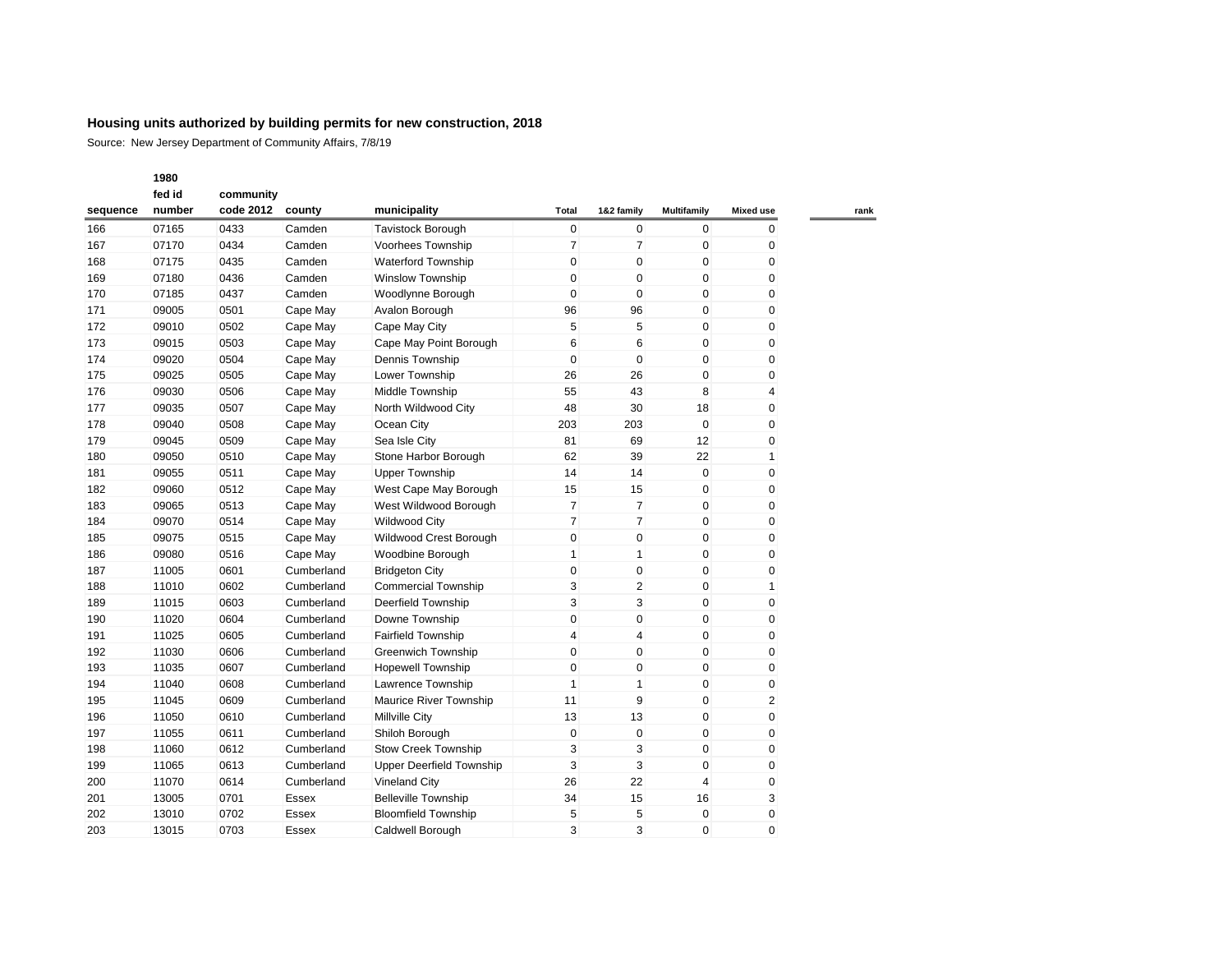**Housing units authorized by building permits for new construction, 2018**

Source: New Jersey Department of Community Affairs, 7/8/19

| sequence | 1980 fed id number | community code 2012 | county | municipality | Total | 1&2 family | Multifamily | Mixed use | rank |
|---|---|---|---|---|---|---|---|---|---|
| 166 | 07165 | 0433 | Camden | Tavistock Borough | 0 | 0 | 0 | 0 | |
| 167 | 07170 | 0434 | Camden | Voorhees Township | 7 | 7 | 0 | 0 | |
| 168 | 07175 | 0435 | Camden | Waterford Township | 0 | 0 | 0 | 0 | |
| 169 | 07180 | 0436 | Camden | Winslow Township | 0 | 0 | 0 | 0 | |
| 170 | 07185 | 0437 | Camden | Woodlynne Borough | 0 | 0 | 0 | 0 | |
| 171 | 09005 | 0501 | Cape May | Avalon Borough | 96 | 96 | 0 | 0 | |
| 172 | 09010 | 0502 | Cape May | Cape May City | 5 | 5 | 0 | 0 | |
| 173 | 09015 | 0503 | Cape May | Cape May Point Borough | 6 | 6 | 0 | 0 | |
| 174 | 09020 | 0504 | Cape May | Dennis Township | 0 | 0 | 0 | 0 | |
| 175 | 09025 | 0505 | Cape May | Lower Township | 26 | 26 | 0 | 0 | |
| 176 | 09030 | 0506 | Cape May | Middle Township | 55 | 43 | 8 | 4 | |
| 177 | 09035 | 0507 | Cape May | North Wildwood City | 48 | 30 | 18 | 0 | |
| 178 | 09040 | 0508 | Cape May | Ocean City | 203 | 203 | 0 | 0 | |
| 179 | 09045 | 0509 | Cape May | Sea Isle City | 81 | 69 | 12 | 0 | |
| 180 | 09050 | 0510 | Cape May | Stone Harbor Borough | 62 | 39 | 22 | 1 | |
| 181 | 09055 | 0511 | Cape May | Upper Township | 14 | 14 | 0 | 0 | |
| 182 | 09060 | 0512 | Cape May | West Cape May Borough | 15 | 15 | 0 | 0 | |
| 183 | 09065 | 0513 | Cape May | West Wildwood Borough | 7 | 7 | 0 | 0 | |
| 184 | 09070 | 0514 | Cape May | Wildwood City | 7 | 7 | 0 | 0 | |
| 185 | 09075 | 0515 | Cape May | Wildwood Crest Borough | 0 | 0 | 0 | 0 | |
| 186 | 09080 | 0516 | Cape May | Woodbine Borough | 1 | 1 | 0 | 0 | |
| 187 | 11005 | 0601 | Cumberland | Bridgeton City | 0 | 0 | 0 | 0 | |
| 188 | 11010 | 0602 | Cumberland | Commercial Township | 3 | 2 | 0 | 1 | |
| 189 | 11015 | 0603 | Cumberland | Deerfield Township | 3 | 3 | 0 | 0 | |
| 190 | 11020 | 0604 | Cumberland | Downe Township | 0 | 0 | 0 | 0 | |
| 191 | 11025 | 0605 | Cumberland | Fairfield Township | 4 | 4 | 0 | 0 | |
| 192 | 11030 | 0606 | Cumberland | Greenwich Township | 0 | 0 | 0 | 0 | |
| 193 | 11035 | 0607 | Cumberland | Hopewell Township | 0 | 0 | 0 | 0 | |
| 194 | 11040 | 0608 | Cumberland | Lawrence Township | 1 | 1 | 0 | 0 | |
| 195 | 11045 | 0609 | Cumberland | Maurice River Township | 11 | 9 | 0 | 2 | |
| 196 | 11050 | 0610 | Cumberland | Millville City | 13 | 13 | 0 | 0 | |
| 197 | 11055 | 0611 | Cumberland | Shiloh Borough | 0 | 0 | 0 | 0 | |
| 198 | 11060 | 0612 | Cumberland | Stow Creek Township | 3 | 3 | 0 | 0 | |
| 199 | 11065 | 0613 | Cumberland | Upper Deerfield Township | 3 | 3 | 0 | 0 | |
| 200 | 11070 | 0614 | Cumberland | Vineland City | 26 | 22 | 4 | 0 | |
| 201 | 13005 | 0701 | Essex | Belleville Township | 34 | 15 | 16 | 3 | |
| 202 | 13010 | 0702 | Essex | Bloomfield Township | 5 | 5 | 0 | 0 | |
| 203 | 13015 | 0703 | Essex | Caldwell Borough | 3 | 3 | 0 | 0 | |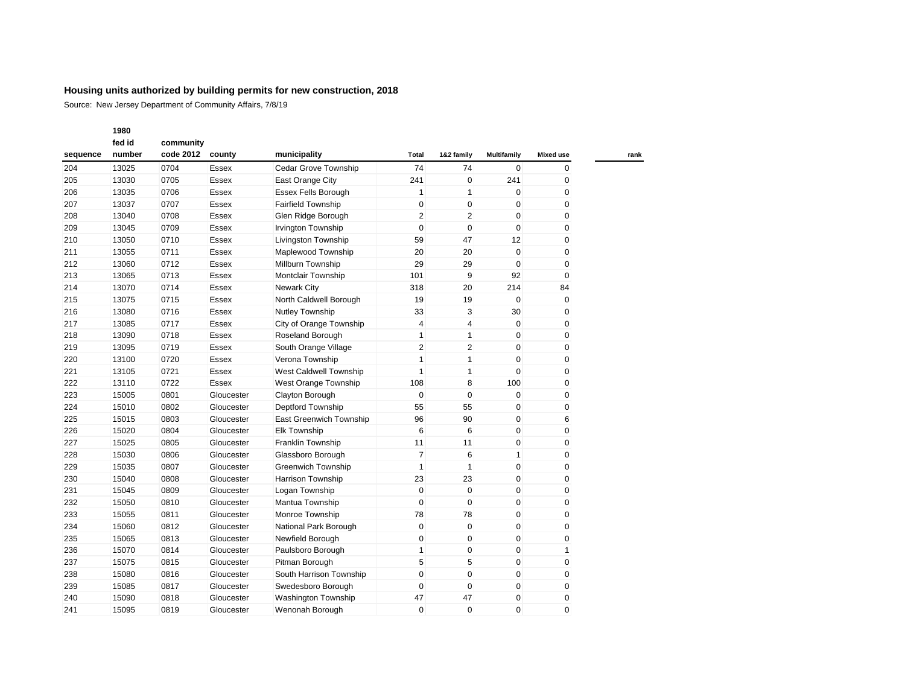**Housing units authorized by building permits for new construction, 2018**

Source: New Jersey Department of Community Affairs, 7/8/19

| sequence | 1980 fed id number | community code 2012 | county | municipality | Total | 1&2 family | Multifamily | Mixed use | rank |
|---|---|---|---|---|---|---|---|---|---|
| 204 | 13025 | 0704 | Essex | Cedar Grove Township | 74 | 74 | 0 | 0 | |
| 205 | 13030 | 0705 | Essex | East Orange City | 241 | 0 | 241 | 0 | |
| 206 | 13035 | 0706 | Essex | Essex Fells Borough | 1 | 1 | 0 | 0 | |
| 207 | 13037 | 0707 | Essex | Fairfield Township | 0 | 0 | 0 | 0 | |
| 208 | 13040 | 0708 | Essex | Glen Ridge Borough | 2 | 2 | 0 | 0 | |
| 209 | 13045 | 0709 | Essex | Irvington Township | 0 | 0 | 0 | 0 | |
| 210 | 13050 | 0710 | Essex | Livingston Township | 59 | 47 | 12 | 0 | |
| 211 | 13055 | 0711 | Essex | Maplewood Township | 20 | 20 | 0 | 0 | |
| 212 | 13060 | 0712 | Essex | Millburn Township | 29 | 29 | 0 | 0 | |
| 213 | 13065 | 0713 | Essex | Montclair Township | 101 | 9 | 92 | 0 | |
| 214 | 13070 | 0714 | Essex | Newark City | 318 | 20 | 214 | 84 | |
| 215 | 13075 | 0715 | Essex | North Caldwell Borough | 19 | 19 | 0 | 0 | |
| 216 | 13080 | 0716 | Essex | Nutley Township | 33 | 3 | 30 | 0 | |
| 217 | 13085 | 0717 | Essex | City of Orange Township | 4 | 4 | 0 | 0 | |
| 218 | 13090 | 0718 | Essex | Roseland Borough | 1 | 1 | 0 | 0 | |
| 219 | 13095 | 0719 | Essex | South Orange Village | 2 | 2 | 0 | 0 | |
| 220 | 13100 | 0720 | Essex | Verona Township | 1 | 1 | 0 | 0 | |
| 221 | 13105 | 0721 | Essex | West Caldwell Township | 1 | 1 | 0 | 0 | |
| 222 | 13110 | 0722 | Essex | West Orange Township | 108 | 8 | 100 | 0 | |
| 223 | 15005 | 0801 | Gloucester | Clayton Borough | 0 | 0 | 0 | 0 | |
| 224 | 15010 | 0802 | Gloucester | Deptford Township | 55 | 55 | 0 | 0 | |
| 225 | 15015 | 0803 | Gloucester | East Greenwich Township | 96 | 90 | 0 | 6 | |
| 226 | 15020 | 0804 | Gloucester | Elk Township | 6 | 6 | 0 | 0 | |
| 227 | 15025 | 0805 | Gloucester | Franklin Township | 11 | 11 | 0 | 0 | |
| 228 | 15030 | 0806 | Gloucester | Glassboro Borough | 7 | 6 | 1 | 0 | |
| 229 | 15035 | 0807 | Gloucester | Greenwich Township | 1 | 1 | 0 | 0 | |
| 230 | 15040 | 0808 | Gloucester | Harrison Township | 23 | 23 | 0 | 0 | |
| 231 | 15045 | 0809 | Gloucester | Logan Township | 0 | 0 | 0 | 0 | |
| 232 | 15050 | 0810 | Gloucester | Mantua Township | 0 | 0 | 0 | 0 | |
| 233 | 15055 | 0811 | Gloucester | Monroe Township | 78 | 78 | 0 | 0 | |
| 234 | 15060 | 0812 | Gloucester | National Park Borough | 0 | 0 | 0 | 0 | |
| 235 | 15065 | 0813 | Gloucester | Newfield Borough | 0 | 0 | 0 | 0 | |
| 236 | 15070 | 0814 | Gloucester | Paulsboro Borough | 1 | 0 | 0 | 1 | |
| 237 | 15075 | 0815 | Gloucester | Pitman Borough | 5 | 5 | 0 | 0 | |
| 238 | 15080 | 0816 | Gloucester | South Harrison Township | 0 | 0 | 0 | 0 | |
| 239 | 15085 | 0817 | Gloucester | Swedesboro Borough | 0 | 0 | 0 | 0 | |
| 240 | 15090 | 0818 | Gloucester | Washington Township | 47 | 47 | 0 | 0 | |
| 241 | 15095 | 0819 | Gloucester | Wenonah Borough | 0 | 0 | 0 | 0 | |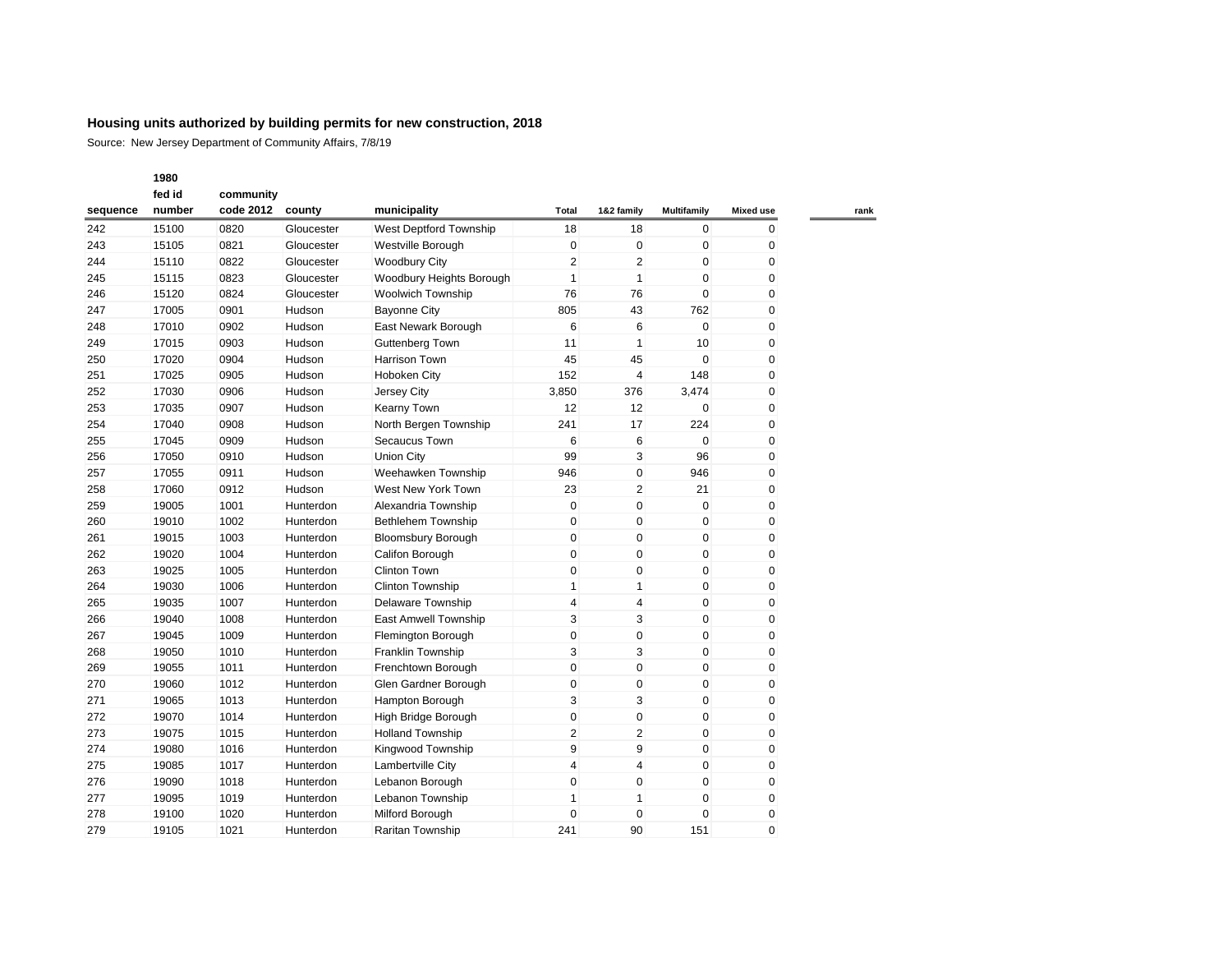## Housing units authorized by building permits for new construction, 2018

Source: New Jersey Department of Community Affairs, 7/8/19

| sequence | 1980 fed id number | community code 2012 | county | municipality | Total | 1&2 family | Multifamily | Mixed use | rank |
|---|---|---|---|---|---|---|---|---|---|
| 242 | 15100 | 0820 | Gloucester | West Deptford Township | 18 | 18 | 0 | 0 | |
| 243 | 15105 | 0821 | Gloucester | Westville Borough | 0 | 0 | 0 | 0 | |
| 244 | 15110 | 0822 | Gloucester | Woodbury City | 2 | 2 | 0 | 0 | |
| 245 | 15115 | 0823 | Gloucester | Woodbury Heights Borough | 1 | 1 | 0 | 0 | |
| 246 | 15120 | 0824 | Gloucester | Woolwich Township | 76 | 76 | 0 | 0 | |
| 247 | 17005 | 0901 | Hudson | Bayonne City | 805 | 43 | 762 | 0 | |
| 248 | 17010 | 0902 | Hudson | East Newark Borough | 6 | 6 | 0 | 0 | |
| 249 | 17015 | 0903 | Hudson | Guttenberg Town | 11 | 1 | 10 | 0 | |
| 250 | 17020 | 0904 | Hudson | Harrison Town | 45 | 45 | 0 | 0 | |
| 251 | 17025 | 0905 | Hudson | Hoboken City | 152 | 4 | 148 | 0 | |
| 252 | 17030 | 0906 | Hudson | Jersey City | 3,850 | 376 | 3,474 | 0 | |
| 253 | 17035 | 0907 | Hudson | Kearny Town | 12 | 12 | 0 | 0 | |
| 254 | 17040 | 0908 | Hudson | North Bergen Township | 241 | 17 | 224 | 0 | |
| 255 | 17045 | 0909 | Hudson | Secaucus Town | 6 | 6 | 0 | 0 | |
| 256 | 17050 | 0910 | Hudson | Union City | 99 | 3 | 96 | 0 | |
| 257 | 17055 | 0911 | Hudson | Weehawken Township | 946 | 0 | 946 | 0 | |
| 258 | 17060 | 0912 | Hudson | West New York Town | 23 | 2 | 21 | 0 | |
| 259 | 19005 | 1001 | Hunterdon | Alexandria Township | 0 | 0 | 0 | 0 | |
| 260 | 19010 | 1002 | Hunterdon | Bethlehem Township | 0 | 0 | 0 | 0 | |
| 261 | 19015 | 1003 | Hunterdon | Bloomsbury Borough | 0 | 0 | 0 | 0 | |
| 262 | 19020 | 1004 | Hunterdon | Califon Borough | 0 | 0 | 0 | 0 | |
| 263 | 19025 | 1005 | Hunterdon | Clinton Town | 0 | 0 | 0 | 0 | |
| 264 | 19030 | 1006 | Hunterdon | Clinton Township | 1 | 1 | 0 | 0 | |
| 265 | 19035 | 1007 | Hunterdon | Delaware Township | 4 | 4 | 0 | 0 | |
| 266 | 19040 | 1008 | Hunterdon | East Amwell Township | 3 | 3 | 0 | 0 | |
| 267 | 19045 | 1009 | Hunterdon | Flemington Borough | 0 | 0 | 0 | 0 | |
| 268 | 19050 | 1010 | Hunterdon | Franklin Township | 3 | 3 | 0 | 0 | |
| 269 | 19055 | 1011 | Hunterdon | Frenchtown Borough | 0 | 0 | 0 | 0 | |
| 270 | 19060 | 1012 | Hunterdon | Glen Gardner Borough | 0 | 0 | 0 | 0 | |
| 271 | 19065 | 1013 | Hunterdon | Hampton Borough | 3 | 3 | 0 | 0 | |
| 272 | 19070 | 1014 | Hunterdon | High Bridge Borough | 0 | 0 | 0 | 0 | |
| 273 | 19075 | 1015 | Hunterdon | Holland Township | 2 | 2 | 0 | 0 | |
| 274 | 19080 | 1016 | Hunterdon | Kingwood Township | 9 | 9 | 0 | 0 | |
| 275 | 19085 | 1017 | Hunterdon | Lambertville City | 4 | 4 | 0 | 0 | |
| 276 | 19090 | 1018 | Hunterdon | Lebanon Borough | 0 | 0 | 0 | 0 | |
| 277 | 19095 | 1019 | Hunterdon | Lebanon Township | 1 | 1 | 0 | 0 | |
| 278 | 19100 | 1020 | Hunterdon | Milford Borough | 0 | 0 | 0 | 0 | |
| 279 | 19105 | 1021 | Hunterdon | Raritan Township | 241 | 90 | 151 | 0 | |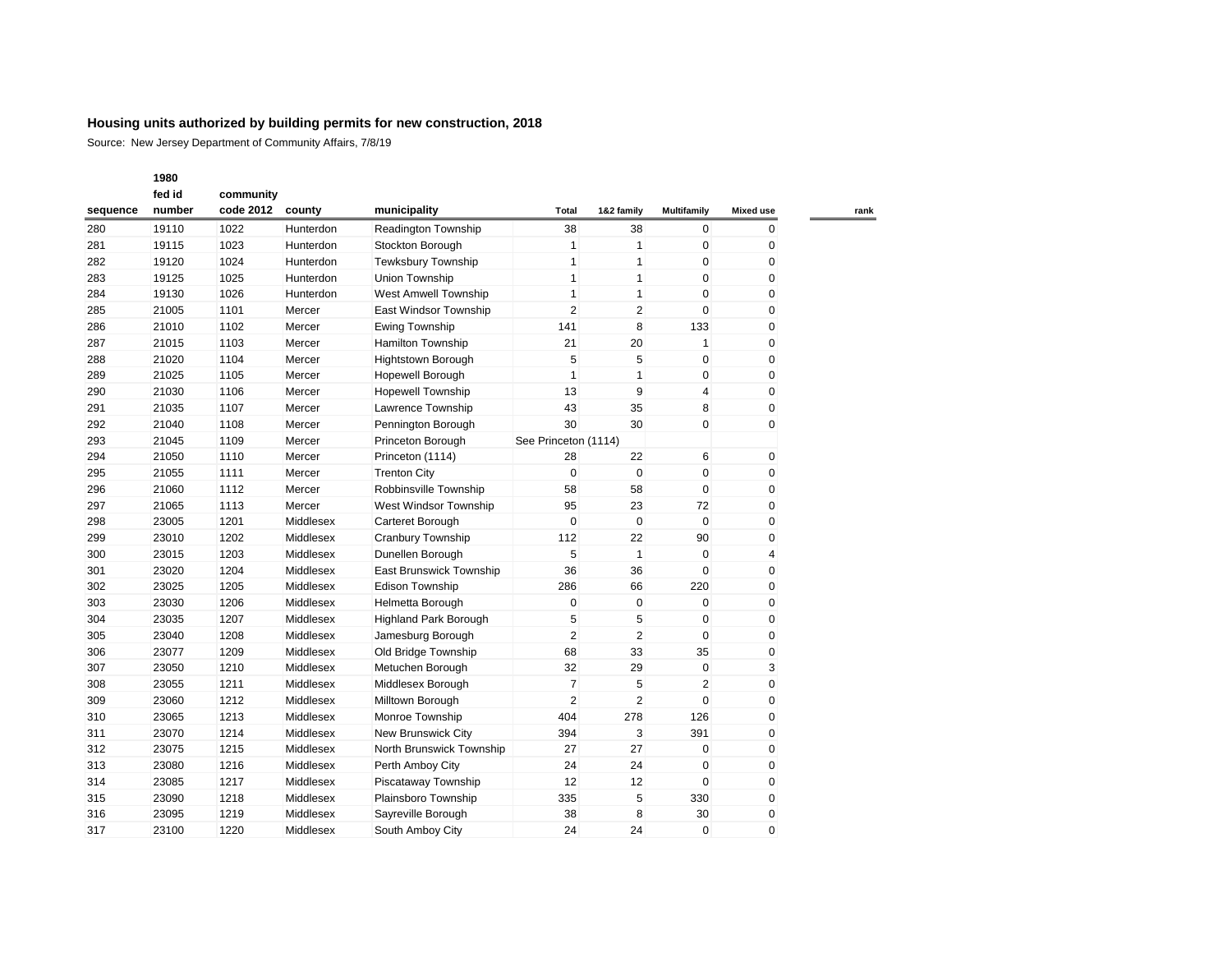## Housing units authorized by building permits for new construction, 2018

Source: New Jersey Department of Community Affairs, 7/8/19

| sequence | 1980 fed id number | community code 2012 | county | municipality | Total | 1&2 family | Multifamily | Mixed use | rank |
|---|---|---|---|---|---|---|---|---|---|
| 280 | 19110 | 1022 | Hunterdon | Readington Township | 38 | 38 | 0 | 0 | |
| 281 | 19115 | 1023 | Hunterdon | Stockton Borough | 1 | 1 | 0 | 0 | |
| 282 | 19120 | 1024 | Hunterdon | Tewksbury Township | 1 | 1 | 0 | 0 | |
| 283 | 19125 | 1025 | Hunterdon | Union Township | 1 | 1 | 0 | 0 | |
| 284 | 19130 | 1026 | Hunterdon | West Amwell Township | 1 | 1 | 0 | 0 | |
| 285 | 21005 | 1101 | Mercer | East Windsor Township | 2 | 2 | 0 | 0 | |
| 286 | 21010 | 1102 | Mercer | Ewing Township | 141 | 8 | 133 | 0 | |
| 287 | 21015 | 1103 | Mercer | Hamilton Township | 21 | 20 | 1 | 0 | |
| 288 | 21020 | 1104 | Mercer | Hightstown Borough | 5 | 5 | 0 | 0 | |
| 289 | 21025 | 1105 | Mercer | Hopewell Borough | 1 | 1 | 0 | 0 | |
| 290 | 21030 | 1106 | Mercer | Hopewell Township | 13 | 9 | 4 | 0 | |
| 291 | 21035 | 1107 | Mercer | Lawrence Township | 43 | 35 | 8 | 0 | |
| 292 | 21040 | 1108 | Mercer | Pennington Borough | 30 | 30 | 0 | 0 | |
| 293 | 21045 | 1109 | Mercer | Princeton Borough | See Princeton (1114) | | | | |
| 294 | 21050 | 1110 | Mercer | Princeton (1114) | 28 | 22 | 6 | 0 | |
| 295 | 21055 | 1111 | Mercer | Trenton City | 0 | 0 | 0 | 0 | |
| 296 | 21060 | 1112 | Mercer | Robbinsville Township | 58 | 58 | 0 | 0 | |
| 297 | 21065 | 1113 | Mercer | West Windsor Township | 95 | 23 | 72 | 0 | |
| 298 | 23005 | 1201 | Middlesex | Carteret Borough | 0 | 0 | 0 | 0 | |
| 299 | 23010 | 1202 | Middlesex | Cranbury Township | 112 | 22 | 90 | 0 | |
| 300 | 23015 | 1203 | Middlesex | Dunellen Borough | 5 | 1 | 0 | 4 | |
| 301 | 23020 | 1204 | Middlesex | East Brunswick Township | 36 | 36 | 0 | 0 | |
| 302 | 23025 | 1205 | Middlesex | Edison Township | 286 | 66 | 220 | 0 | |
| 303 | 23030 | 1206 | Middlesex | Helmetta Borough | 0 | 0 | 0 | 0 | |
| 304 | 23035 | 1207 | Middlesex | Highland Park Borough | 5 | 5 | 0 | 0 | |
| 305 | 23040 | 1208 | Middlesex | Jamesburg Borough | 2 | 2 | 0 | 0 | |
| 306 | 23077 | 1209 | Middlesex | Old Bridge Township | 68 | 33 | 35 | 0 | |
| 307 | 23050 | 1210 | Middlesex | Metuchen Borough | 32 | 29 | 0 | 3 | |
| 308 | 23055 | 1211 | Middlesex | Middlesex Borough | 7 | 5 | 2 | 0 | |
| 309 | 23060 | 1212 | Middlesex | Milltown Borough | 2 | 2 | 0 | 0 | |
| 310 | 23065 | 1213 | Middlesex | Monroe Township | 404 | 278 | 126 | 0 | |
| 311 | 23070 | 1214 | Middlesex | New Brunswick City | 394 | 3 | 391 | 0 | |
| 312 | 23075 | 1215 | Middlesex | North Brunswick Township | 27 | 27 | 0 | 0 | |
| 313 | 23080 | 1216 | Middlesex | Perth Amboy City | 24 | 24 | 0 | 0 | |
| 314 | 23085 | 1217 | Middlesex | Piscataway Township | 12 | 12 | 0 | 0 | |
| 315 | 23090 | 1218 | Middlesex | Plainsboro Township | 335 | 5 | 330 | 0 | |
| 316 | 23095 | 1219 | Middlesex | Sayreville Borough | 38 | 8 | 30 | 0 | |
| 317 | 23100 | 1220 | Middlesex | South Amboy City | 24 | 24 | 0 | 0 | |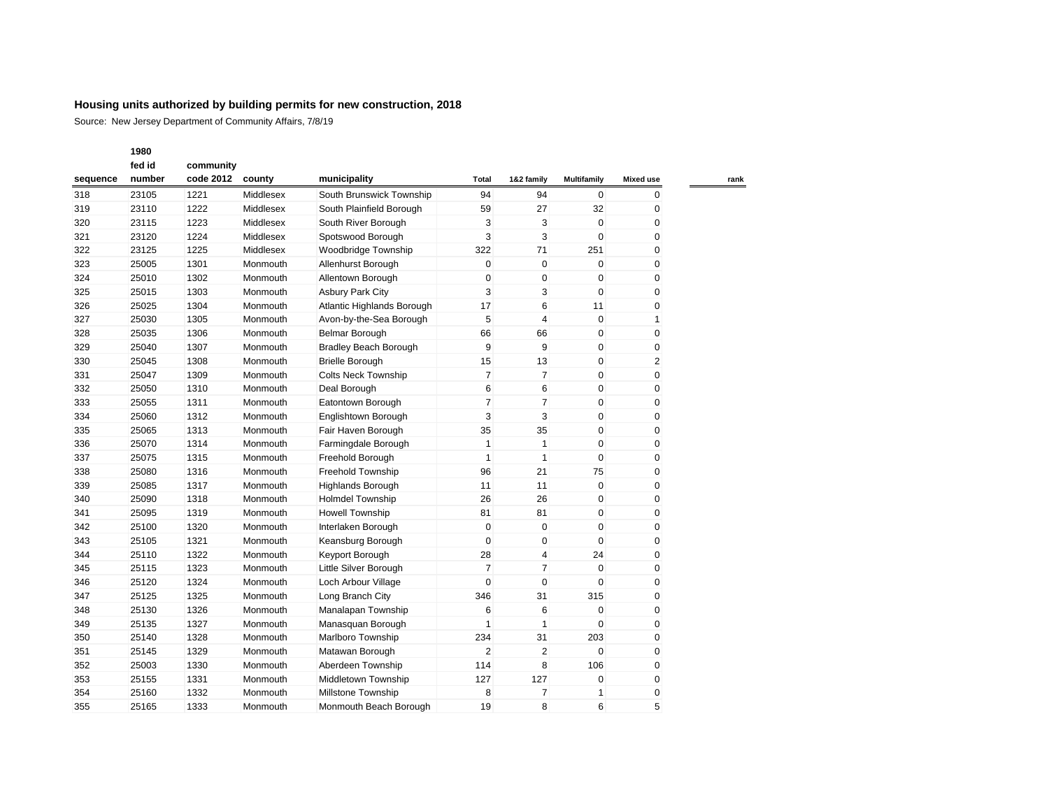**Housing units authorized by building permits for new construction, 2018**

Source: New Jersey Department of Community Affairs, 7/8/19

| sequence | 1980 fed id number | community code 2012 | county | municipality | Total | 1&2 family | Multifamily | Mixed use | rank |
|---|---|---|---|---|---|---|---|---|---|
| 318 | 23105 | 1221 | Middlesex | South Brunswick Township | 94 | 94 | 0 | 0 | |
| 319 | 23110 | 1222 | Middlesex | South Plainfield Borough | 59 | 27 | 32 | 0 | |
| 320 | 23115 | 1223 | Middlesex | South River Borough | 3 | 3 | 0 | 0 | |
| 321 | 23120 | 1224 | Middlesex | Spotswood Borough | 3 | 3 | 0 | 0 | |
| 322 | 23125 | 1225 | Middlesex | Woodbridge Township | 322 | 71 | 251 | 0 | |
| 323 | 25005 | 1301 | Monmouth | Allenhurst Borough | 0 | 0 | 0 | 0 | |
| 324 | 25010 | 1302 | Monmouth | Allentown Borough | 0 | 0 | 0 | 0 | |
| 325 | 25015 | 1303 | Monmouth | Asbury Park City | 3 | 3 | 0 | 0 | |
| 326 | 25025 | 1304 | Monmouth | Atlantic Highlands Borough | 17 | 6 | 11 | 0 | |
| 327 | 25030 | 1305 | Monmouth | Avon-by-the-Sea Borough | 5 | 4 | 0 | 1 | |
| 328 | 25035 | 1306 | Monmouth | Belmar Borough | 66 | 66 | 0 | 0 | |
| 329 | 25040 | 1307 | Monmouth | Bradley Beach Borough | 9 | 9 | 0 | 0 | |
| 330 | 25045 | 1308 | Monmouth | Brielle Borough | 15 | 13 | 0 | 2 | |
| 331 | 25047 | 1309 | Monmouth | Colts Neck Township | 7 | 7 | 0 | 0 | |
| 332 | 25050 | 1310 | Monmouth | Deal Borough | 6 | 6 | 0 | 0 | |
| 333 | 25055 | 1311 | Monmouth | Eatontown Borough | 7 | 7 | 0 | 0 | |
| 334 | 25060 | 1312 | Monmouth | Englishtown Borough | 3 | 3 | 0 | 0 | |
| 335 | 25065 | 1313 | Monmouth | Fair Haven Borough | 35 | 35 | 0 | 0 | |
| 336 | 25070 | 1314 | Monmouth | Farmingdale Borough | 1 | 1 | 0 | 0 | |
| 337 | 25075 | 1315 | Monmouth | Freehold Borough | 1 | 1 | 0 | 0 | |
| 338 | 25080 | 1316 | Monmouth | Freehold Township | 96 | 21 | 75 | 0 | |
| 339 | 25085 | 1317 | Monmouth | Highlands Borough | 11 | 11 | 0 | 0 | |
| 340 | 25090 | 1318 | Monmouth | Holmdel Township | 26 | 26 | 0 | 0 | |
| 341 | 25095 | 1319 | Monmouth | Howell Township | 81 | 81 | 0 | 0 | |
| 342 | 25100 | 1320 | Monmouth | Interlaken Borough | 0 | 0 | 0 | 0 | |
| 343 | 25105 | 1321 | Monmouth | Keansburg Borough | 0 | 0 | 0 | 0 | |
| 344 | 25110 | 1322 | Monmouth | Keyport Borough | 28 | 4 | 24 | 0 | |
| 345 | 25115 | 1323 | Monmouth | Little Silver Borough | 7 | 7 | 0 | 0 | |
| 346 | 25120 | 1324 | Monmouth | Loch Arbour Village | 0 | 0 | 0 | 0 | |
| 347 | 25125 | 1325 | Monmouth | Long Branch City | 346 | 31 | 315 | 0 | |
| 348 | 25130 | 1326 | Monmouth | Manalapan Township | 6 | 6 | 0 | 0 | |
| 349 | 25135 | 1327 | Monmouth | Manasquan Borough | 1 | 1 | 0 | 0 | |
| 350 | 25140 | 1328 | Monmouth | Marlboro Township | 234 | 31 | 203 | 0 | |
| 351 | 25145 | 1329 | Monmouth | Matawan Borough | 2 | 2 | 0 | 0 | |
| 352 | 25003 | 1330 | Monmouth | Aberdeen Township | 114 | 8 | 106 | 0 | |
| 353 | 25155 | 1331 | Monmouth | Middletown Township | 127 | 127 | 0 | 0 | |
| 354 | 25160 | 1332 | Monmouth | Millstone Township | 8 | 7 | 1 | 0 | |
| 355 | 25165 | 1333 | Monmouth | Monmouth Beach Borough | 19 | 8 | 6 | 5 | |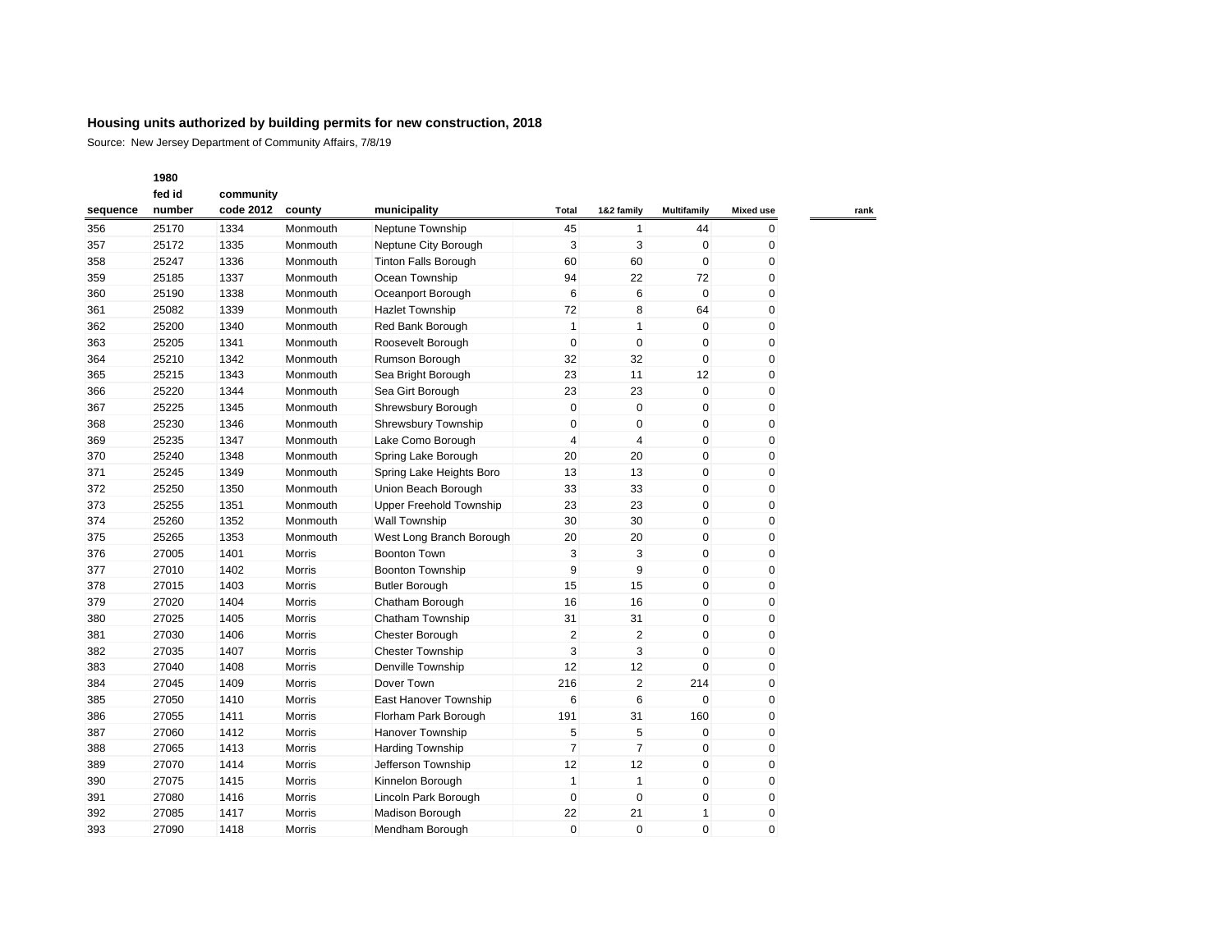**Housing units authorized by building permits for new construction, 2018**

Source: New Jersey Department of Community Affairs, 7/8/19

| sequence | 1980 fed id number | community code 2012 | county | municipality | Total | 1&2 family | Multifamily | Mixed use | rank |
|---|---|---|---|---|---|---|---|---|---|
| 356 | 25170 | 1334 | Monmouth | Neptune Township | 45 | 1 | 44 | 0 | |
| 357 | 25172 | 1335 | Monmouth | Neptune City Borough | 3 | 3 | 0 | 0 | |
| 358 | 25247 | 1336 | Monmouth | Tinton Falls Borough | 60 | 60 | 0 | 0 | |
| 359 | 25185 | 1337 | Monmouth | Ocean Township | 94 | 22 | 72 | 0 | |
| 360 | 25190 | 1338 | Monmouth | Oceanport Borough | 6 | 6 | 0 | 0 | |
| 361 | 25082 | 1339 | Monmouth | Hazlet Township | 72 | 8 | 64 | 0 | |
| 362 | 25200 | 1340 | Monmouth | Red Bank Borough | 1 | 1 | 0 | 0 | |
| 363 | 25205 | 1341 | Monmouth | Roosevelt Borough | 0 | 0 | 0 | 0 | |
| 364 | 25210 | 1342 | Monmouth | Rumson Borough | 32 | 32 | 0 | 0 | |
| 365 | 25215 | 1343 | Monmouth | Sea Bright Borough | 23 | 11 | 12 | 0 | |
| 366 | 25220 | 1344 | Monmouth | Sea Girt Borough | 23 | 23 | 0 | 0 | |
| 367 | 25225 | 1345 | Monmouth | Shrewsbury Borough | 0 | 0 | 0 | 0 | |
| 368 | 25230 | 1346 | Monmouth | Shrewsbury Township | 0 | 0 | 0 | 0 | |
| 369 | 25235 | 1347 | Monmouth | Lake Como Borough | 4 | 4 | 0 | 0 | |
| 370 | 25240 | 1348 | Monmouth | Spring Lake Borough | 20 | 20 | 0 | 0 | |
| 371 | 25245 | 1349 | Monmouth | Spring Lake Heights Boro | 13 | 13 | 0 | 0 | |
| 372 | 25250 | 1350 | Monmouth | Union Beach Borough | 33 | 33 | 0 | 0 | |
| 373 | 25255 | 1351 | Monmouth | Upper Freehold Township | 23 | 23 | 0 | 0 | |
| 374 | 25260 | 1352 | Monmouth | Wall Township | 30 | 30 | 0 | 0 | |
| 375 | 25265 | 1353 | Monmouth | West Long Branch Borough | 20 | 20 | 0 | 0 | |
| 376 | 27005 | 1401 | Morris | Boonton Town | 3 | 3 | 0 | 0 | |
| 377 | 27010 | 1402 | Morris | Boonton Township | 9 | 9 | 0 | 0 | |
| 378 | 27015 | 1403 | Morris | Butler Borough | 15 | 15 | 0 | 0 | |
| 379 | 27020 | 1404 | Morris | Chatham Borough | 16 | 16 | 0 | 0 | |
| 380 | 27025 | 1405 | Morris | Chatham Township | 31 | 31 | 0 | 0 | |
| 381 | 27030 | 1406 | Morris | Chester Borough | 2 | 2 | 0 | 0 | |
| 382 | 27035 | 1407 | Morris | Chester Township | 3 | 3 | 0 | 0 | |
| 383 | 27040 | 1408 | Morris | Denville Township | 12 | 12 | 0 | 0 | |
| 384 | 27045 | 1409 | Morris | Dover Town | 216 | 2 | 214 | 0 | |
| 385 | 27050 | 1410 | Morris | East Hanover Township | 6 | 6 | 0 | 0 | |
| 386 | 27055 | 1411 | Morris | Florham Park Borough | 191 | 31 | 160 | 0 | |
| 387 | 27060 | 1412 | Morris | Hanover Township | 5 | 5 | 0 | 0 | |
| 388 | 27065 | 1413 | Morris | Harding Township | 7 | 7 | 0 | 0 | |
| 389 | 27070 | 1414 | Morris | Jefferson Township | 12 | 12 | 0 | 0 | |
| 390 | 27075 | 1415 | Morris | Kinnelon Borough | 1 | 1 | 0 | 0 | |
| 391 | 27080 | 1416 | Morris | Lincoln Park Borough | 0 | 0 | 0 | 0 | |
| 392 | 27085 | 1417 | Morris | Madison Borough | 22 | 21 | 1 | 0 | |
| 393 | 27090 | 1418 | Morris | Mendham Borough | 0 | 0 | 0 | 0 | |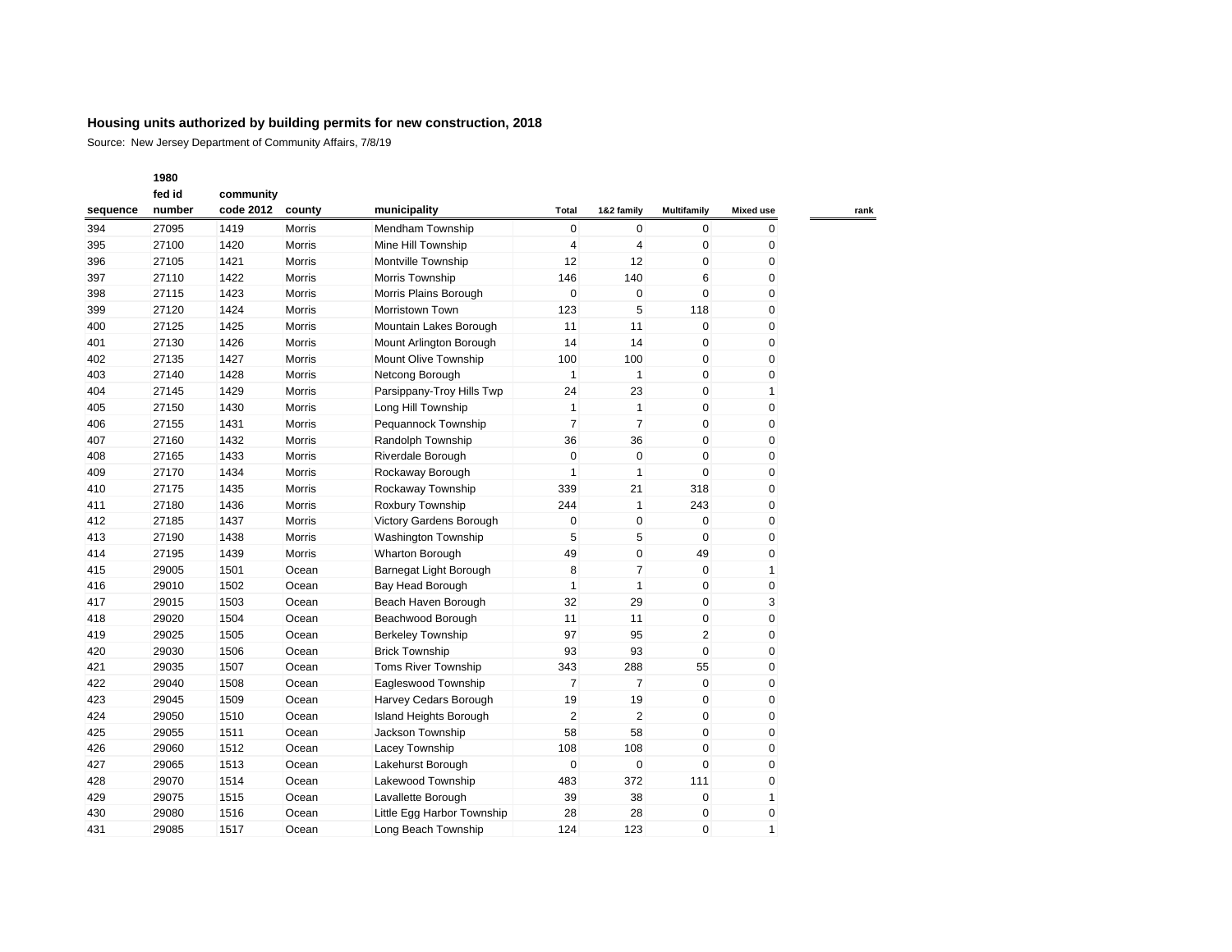## Housing units authorized by building permits for new construction, 2018

Source: New Jersey Department of Community Affairs, 7/8/19

| sequence | 1980 fed id number | community code 2012 | county | municipality | Total | 1&2 family | Multifamily | Mixed use | rank |
|---|---|---|---|---|---|---|---|---|---|
| 394 | 27095 | 1419 | Morris | Mendham Township | 0 | 0 | 0 | 0 | |
| 395 | 27100 | 1420 | Morris | Mine Hill Township | 4 | 4 | 0 | 0 | |
| 396 | 27105 | 1421 | Morris | Montville Township | 12 | 12 | 0 | 0 | |
| 397 | 27110 | 1422 | Morris | Morris Township | 146 | 140 | 6 | 0 | |
| 398 | 27115 | 1423 | Morris | Morris Plains Borough | 0 | 0 | 0 | 0 | |
| 399 | 27120 | 1424 | Morris | Morristown Town | 123 | 5 | 118 | 0 | |
| 400 | 27125 | 1425 | Morris | Mountain Lakes Borough | 11 | 11 | 0 | 0 | |
| 401 | 27130 | 1426 | Morris | Mount Arlington Borough | 14 | 14 | 0 | 0 | |
| 402 | 27135 | 1427 | Morris | Mount Olive Township | 100 | 100 | 0 | 0 | |
| 403 | 27140 | 1428 | Morris | Netcong Borough | 1 | 1 | 0 | 0 | |
| 404 | 27145 | 1429 | Morris | Parsippany-Troy Hills Twp | 24 | 23 | 0 | 1 | |
| 405 | 27150 | 1430 | Morris | Long Hill Township | 1 | 1 | 0 | 0 | |
| 406 | 27155 | 1431 | Morris | Pequannock Township | 7 | 7 | 0 | 0 | |
| 407 | 27160 | 1432 | Morris | Randolph Township | 36 | 36 | 0 | 0 | |
| 408 | 27165 | 1433 | Morris | Riverdale Borough | 0 | 0 | 0 | 0 | |
| 409 | 27170 | 1434 | Morris | Rockaway Borough | 1 | 1 | 0 | 0 | |
| 410 | 27175 | 1435 | Morris | Rockaway Township | 339 | 21 | 318 | 0 | |
| 411 | 27180 | 1436 | Morris | Roxbury Township | 244 | 1 | 243 | 0 | |
| 412 | 27185 | 1437 | Morris | Victory Gardens Borough | 0 | 0 | 0 | 0 | |
| 413 | 27190 | 1438 | Morris | Washington Township | 5 | 5 | 0 | 0 | |
| 414 | 27195 | 1439 | Morris | Wharton Borough | 49 | 0 | 49 | 0 | |
| 415 | 29005 | 1501 | Ocean | Barnegat Light Borough | 8 | 7 | 0 | 1 | |
| 416 | 29010 | 1502 | Ocean | Bay Head Borough | 1 | 1 | 0 | 0 | |
| 417 | 29015 | 1503 | Ocean | Beach Haven Borough | 32 | 29 | 0 | 3 | |
| 418 | 29020 | 1504 | Ocean | Beachwood Borough | 11 | 11 | 0 | 0 | |
| 419 | 29025 | 1505 | Ocean | Berkeley Township | 97 | 95 | 2 | 0 | |
| 420 | 29030 | 1506 | Ocean | Brick Township | 93 | 93 | 0 | 0 | |
| 421 | 29035 | 1507 | Ocean | Toms River Township | 343 | 288 | 55 | 0 | |
| 422 | 29040 | 1508 | Ocean | Eagleswood Township | 7 | 7 | 0 | 0 | |
| 423 | 29045 | 1509 | Ocean | Harvey Cedars Borough | 19 | 19 | 0 | 0 | |
| 424 | 29050 | 1510 | Ocean | Island Heights Borough | 2 | 2 | 0 | 0 | |
| 425 | 29055 | 1511 | Ocean | Jackson Township | 58 | 58 | 0 | 0 | |
| 426 | 29060 | 1512 | Ocean | Lacey Township | 108 | 108 | 0 | 0 | |
| 427 | 29065 | 1513 | Ocean | Lakehurst Borough | 0 | 0 | 0 | 0 | |
| 428 | 29070 | 1514 | Ocean | Lakewood Township | 483 | 372 | 111 | 0 | |
| 429 | 29075 | 1515 | Ocean | Lavallette Borough | 39 | 38 | 0 | 1 | |
| 430 | 29080 | 1516 | Ocean | Little Egg Harbor Township | 28 | 28 | 0 | 0 | |
| 431 | 29085 | 1517 | Ocean | Long Beach Township | 124 | 123 | 0 | 1 | |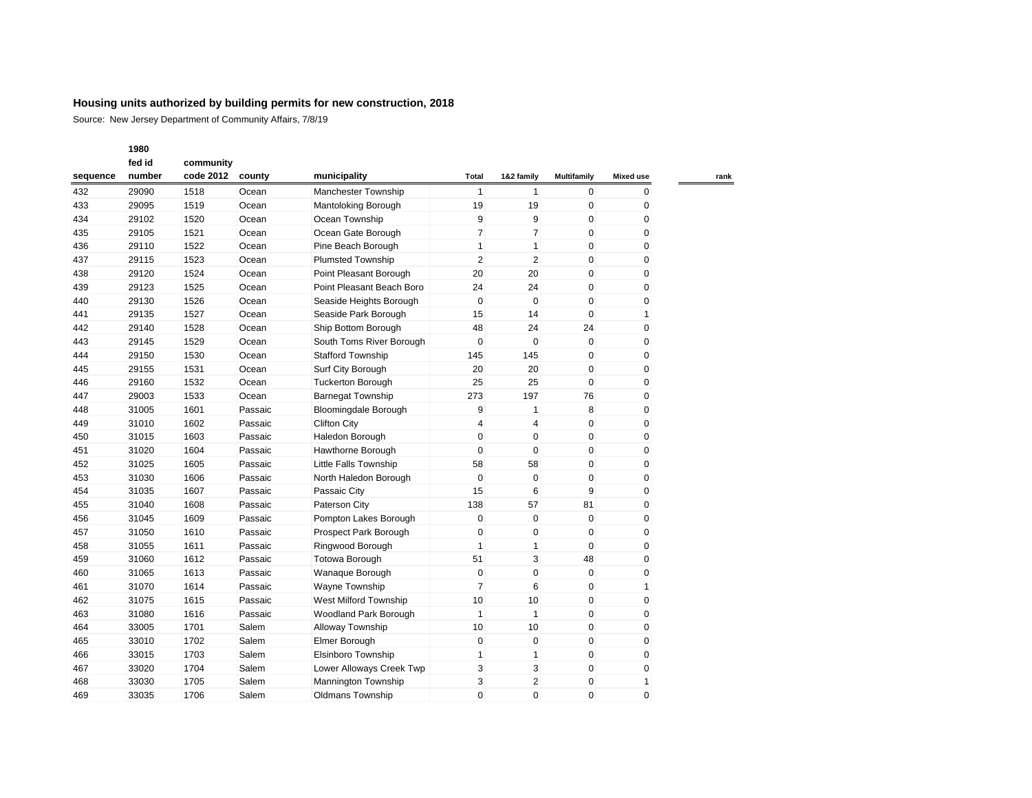## Housing units authorized by building permits for new construction, 2018

Source: New Jersey Department of Community Affairs, 7/8/19

| sequence | 1980 fed id number | community code 2012 | county | municipality | Total | 1&2 family | Multifamily | Mixed use | rank |
|---|---|---|---|---|---|---|---|---|---|
| 432 | 29090 | 1518 | Ocean | Manchester Township | 1 | 1 | 0 | 0 | |
| 433 | 29095 | 1519 | Ocean | Mantoloking Borough | 19 | 19 | 0 | 0 | |
| 434 | 29102 | 1520 | Ocean | Ocean Township | 9 | 9 | 0 | 0 | |
| 435 | 29105 | 1521 | Ocean | Ocean Gate Borough | 7 | 7 | 0 | 0 | |
| 436 | 29110 | 1522 | Ocean | Pine Beach Borough | 1 | 1 | 0 | 0 | |
| 437 | 29115 | 1523 | Ocean | Plumsted Township | 2 | 2 | 0 | 0 | |
| 438 | 29120 | 1524 | Ocean | Point Pleasant Borough | 20 | 20 | 0 | 0 | |
| 439 | 29123 | 1525 | Ocean | Point Pleasant Beach Boro | 24 | 24 | 0 | 0 | |
| 440 | 29130 | 1526 | Ocean | Seaside Heights Borough | 0 | 0 | 0 | 0 | |
| 441 | 29135 | 1527 | Ocean | Seaside Park Borough | 15 | 14 | 0 | 1 | |
| 442 | 29140 | 1528 | Ocean | Ship Bottom Borough | 48 | 24 | 24 | 0 | |
| 443 | 29145 | 1529 | Ocean | South Toms River Borough | 0 | 0 | 0 | 0 | |
| 444 | 29150 | 1530 | Ocean | Stafford Township | 145 | 145 | 0 | 0 | |
| 445 | 29155 | 1531 | Ocean | Surf City Borough | 20 | 20 | 0 | 0 | |
| 446 | 29160 | 1532 | Ocean | Tuckerton Borough | 25 | 25 | 0 | 0 | |
| 447 | 29003 | 1533 | Ocean | Barnegat Township | 273 | 197 | 76 | 0 | |
| 448 | 31005 | 1601 | Passaic | Bloomingdale Borough | 9 | 1 | 8 | 0 | |
| 449 | 31010 | 1602 | Passaic | Clifton City | 4 | 4 | 0 | 0 | |
| 450 | 31015 | 1603 | Passaic | Haledon Borough | 0 | 0 | 0 | 0 | |
| 451 | 31020 | 1604 | Passaic | Hawthorne Borough | 0 | 0 | 0 | 0 | |
| 452 | 31025 | 1605 | Passaic | Little Falls Township | 58 | 58 | 0 | 0 | |
| 453 | 31030 | 1606 | Passaic | North Haledon Borough | 0 | 0 | 0 | 0 | |
| 454 | 31035 | 1607 | Passaic | Passaic City | 15 | 6 | 9 | 0 | |
| 455 | 31040 | 1608 | Passaic | Paterson City | 138 | 57 | 81 | 0 | |
| 456 | 31045 | 1609 | Passaic | Pompton Lakes Borough | 0 | 0 | 0 | 0 | |
| 457 | 31050 | 1610 | Passaic | Prospect Park Borough | 0 | 0 | 0 | 0 | |
| 458 | 31055 | 1611 | Passaic | Ringwood Borough | 1 | 1 | 0 | 0 | |
| 459 | 31060 | 1612 | Passaic | Totowa Borough | 51 | 3 | 48 | 0 | |
| 460 | 31065 | 1613 | Passaic | Wanaque Borough | 0 | 0 | 0 | 0 | |
| 461 | 31070 | 1614 | Passaic | Wayne Township | 7 | 6 | 0 | 1 | |
| 462 | 31075 | 1615 | Passaic | West Milford Township | 10 | 10 | 0 | 0 | |
| 463 | 31080 | 1616 | Passaic | Woodland Park Borough | 1 | 1 | 0 | 0 | |
| 464 | 33005 | 1701 | Salem | Alloway Township | 10 | 10 | 0 | 0 | |
| 465 | 33010 | 1702 | Salem | Elmer Borough | 0 | 0 | 0 | 0 | |
| 466 | 33015 | 1703 | Salem | Elsinboro Township | 1 | 1 | 0 | 0 | |
| 467 | 33020 | 1704 | Salem | Lower Alloways Creek Twp | 3 | 3 | 0 | 0 | |
| 468 | 33030 | 1705 | Salem | Mannington Township | 3 | 2 | 0 | 1 | |
| 469 | 33035 | 1706 | Salem | Oldmans Township | 0 | 0 | 0 | 0 | |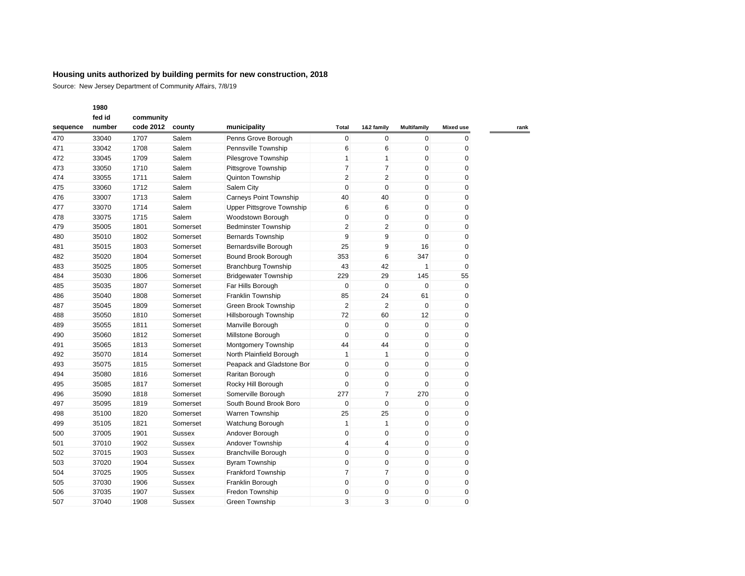## Housing units authorized by building permits for new construction, 2018

Source: New Jersey Department of Community Affairs, 7/8/19

| sequence | 1980 fed id number | community code 2012 | county | municipality | Total | 1&2 family | Multifamily | Mixed use | rank |
|---|---|---|---|---|---|---|---|---|---|
| 470 | 33040 | 1707 | Salem | Penns Grove Borough | 0 | 0 | 0 | 0 | |
| 471 | 33042 | 1708 | Salem | Pennsville Township | 6 | 6 | 0 | 0 | |
| 472 | 33045 | 1709 | Salem | Pilesgrove Township | 1 | 1 | 0 | 0 | |
| 473 | 33050 | 1710 | Salem | Pittsgrove Township | 7 | 7 | 0 | 0 | |
| 474 | 33055 | 1711 | Salem | Quinton Township | 2 | 2 | 0 | 0 | |
| 475 | 33060 | 1712 | Salem | Salem City | 0 | 0 | 0 | 0 | |
| 476 | 33007 | 1713 | Salem | Carneys Point Township | 40 | 40 | 0 | 0 | |
| 477 | 33070 | 1714 | Salem | Upper Pittsgrove Township | 6 | 6 | 0 | 0 | |
| 478 | 33075 | 1715 | Salem | Woodstown Borough | 0 | 0 | 0 | 0 | |
| 479 | 35005 | 1801 | Somerset | Bedminster Township | 2 | 2 | 0 | 0 | |
| 480 | 35010 | 1802 | Somerset | Bernards Township | 9 | 9 | 0 | 0 | |
| 481 | 35015 | 1803 | Somerset | Bernardsville Borough | 25 | 9 | 16 | 0 | |
| 482 | 35020 | 1804 | Somerset | Bound Brook Borough | 353 | 6 | 347 | 0 | |
| 483 | 35025 | 1805 | Somerset | Branchburg Township | 43 | 42 | 1 | 0 | |
| 484 | 35030 | 1806 | Somerset | Bridgewater Township | 229 | 29 | 145 | 55 | |
| 485 | 35035 | 1807 | Somerset | Far Hills Borough | 0 | 0 | 0 | 0 | |
| 486 | 35040 | 1808 | Somerset | Franklin Township | 85 | 24 | 61 | 0 | |
| 487 | 35045 | 1809 | Somerset | Green Brook Township | 2 | 2 | 0 | 0 | |
| 488 | 35050 | 1810 | Somerset | Hillsborough Township | 72 | 60 | 12 | 0 | |
| 489 | 35055 | 1811 | Somerset | Manville Borough | 0 | 0 | 0 | 0 | |
| 490 | 35060 | 1812 | Somerset | Millstone Borough | 0 | 0 | 0 | 0 | |
| 491 | 35065 | 1813 | Somerset | Montgomery Township | 44 | 44 | 0 | 0 | |
| 492 | 35070 | 1814 | Somerset | North Plainfield Borough | 1 | 1 | 0 | 0 | |
| 493 | 35075 | 1815 | Somerset | Peapack and Gladstone Bor | 0 | 0 | 0 | 0 | |
| 494 | 35080 | 1816 | Somerset | Raritan Borough | 0 | 0 | 0 | 0 | |
| 495 | 35085 | 1817 | Somerset | Rocky Hill Borough | 0 | 0 | 0 | 0 | |
| 496 | 35090 | 1818 | Somerset | Somerville Borough | 277 | 7 | 270 | 0 | |
| 497 | 35095 | 1819 | Somerset | South Bound Brook Boro | 0 | 0 | 0 | 0 | |
| 498 | 35100 | 1820 | Somerset | Warren Township | 25 | 25 | 0 | 0 | |
| 499 | 35105 | 1821 | Somerset | Watchung Borough | 1 | 1 | 0 | 0 | |
| 500 | 37005 | 1901 | Sussex | Andover Borough | 0 | 0 | 0 | 0 | |
| 501 | 37010 | 1902 | Sussex | Andover Township | 4 | 4 | 0 | 0 | |
| 502 | 37015 | 1903 | Sussex | Branchville Borough | 0 | 0 | 0 | 0 | |
| 503 | 37020 | 1904 | Sussex | Byram Township | 0 | 0 | 0 | 0 | |
| 504 | 37025 | 1905 | Sussex | Frankford Township | 7 | 7 | 0 | 0 | |
| 505 | 37030 | 1906 | Sussex | Franklin Borough | 0 | 0 | 0 | 0 | |
| 506 | 37035 | 1907 | Sussex | Fredon Township | 0 | 0 | 0 | 0 | |
| 507 | 37040 | 1908 | Sussex | Green Township | 3 | 3 | 0 | 0 | |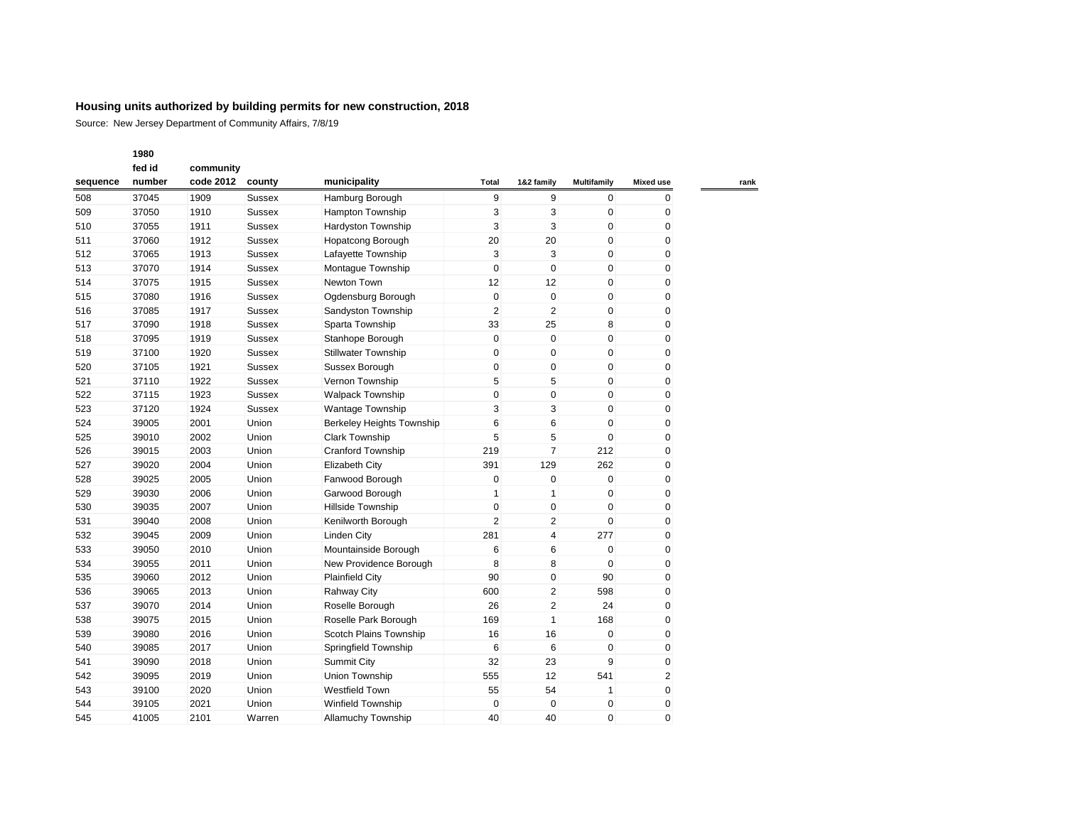**Housing units authorized by building permits for new construction, 2018**

Source: New Jersey Department of Community Affairs, 7/8/19

| sequence | 1980 fed id number | community code 2012 | county | municipality | Total | 1&2 family | Multifamily | Mixed use | rank |
|---|---|---|---|---|---|---|---|---|---|
| 508 | 37045 | 1909 | Sussex | Hamburg Borough | 9 | 9 | 0 | 0 | |
| 509 | 37050 | 1910 | Sussex | Hampton Township | 3 | 3 | 0 | 0 | |
| 510 | 37055 | 1911 | Sussex | Hardyston Township | 3 | 3 | 0 | 0 | |
| 511 | 37060 | 1912 | Sussex | Hopatcong Borough | 20 | 20 | 0 | 0 | |
| 512 | 37065 | 1913 | Sussex | Lafayette Township | 3 | 3 | 0 | 0 | |
| 513 | 37070 | 1914 | Sussex | Montague Township | 0 | 0 | 0 | 0 | |
| 514 | 37075 | 1915 | Sussex | Newton Town | 12 | 12 | 0 | 0 | |
| 515 | 37080 | 1916 | Sussex | Ogdensburg Borough | 0 | 0 | 0 | 0 | |
| 516 | 37085 | 1917 | Sussex | Sandyston Township | 2 | 2 | 0 | 0 | |
| 517 | 37090 | 1918 | Sussex | Sparta Township | 33 | 25 | 8 | 0 | |
| 518 | 37095 | 1919 | Sussex | Stanhope Borough | 0 | 0 | 0 | 0 | |
| 519 | 37100 | 1920 | Sussex | Stillwater Township | 0 | 0 | 0 | 0 | |
| 520 | 37105 | 1921 | Sussex | Sussex Borough | 0 | 0 | 0 | 0 | |
| 521 | 37110 | 1922 | Sussex | Vernon Township | 5 | 5 | 0 | 0 | |
| 522 | 37115 | 1923 | Sussex | Walpack Township | 0 | 0 | 0 | 0 | |
| 523 | 37120 | 1924 | Sussex | Wantage Township | 3 | 3 | 0 | 0 | |
| 524 | 39005 | 2001 | Union | Berkeley Heights Township | 6 | 6 | 0 | 0 | |
| 525 | 39010 | 2002 | Union | Clark Township | 5 | 5 | 0 | 0 | |
| 526 | 39015 | 2003 | Union | Cranford Township | 219 | 7 | 212 | 0 | |
| 527 | 39020 | 2004 | Union | Elizabeth City | 391 | 129 | 262 | 0 | |
| 528 | 39025 | 2005 | Union | Fanwood Borough | 0 | 0 | 0 | 0 | |
| 529 | 39030 | 2006 | Union | Garwood Borough | 1 | 1 | 0 | 0 | |
| 530 | 39035 | 2007 | Union | Hillside Township | 0 | 0 | 0 | 0 | |
| 531 | 39040 | 2008 | Union | Kenilworth Borough | 2 | 2 | 0 | 0 | |
| 532 | 39045 | 2009 | Union | Linden City | 281 | 4 | 277 | 0 | |
| 533 | 39050 | 2010 | Union | Mountainside Borough | 6 | 6 | 0 | 0 | |
| 534 | 39055 | 2011 | Union | New Providence Borough | 8 | 8 | 0 | 0 | |
| 535 | 39060 | 2012 | Union | Plainfield City | 90 | 0 | 90 | 0 | |
| 536 | 39065 | 2013 | Union | Rahway City | 600 | 2 | 598 | 0 | |
| 537 | 39070 | 2014 | Union | Roselle Borough | 26 | 2 | 24 | 0 | |
| 538 | 39075 | 2015 | Union | Roselle Park Borough | 169 | 1 | 168 | 0 | |
| 539 | 39080 | 2016 | Union | Scotch Plains Township | 16 | 16 | 0 | 0 | |
| 540 | 39085 | 2017 | Union | Springfield Township | 6 | 6 | 0 | 0 | |
| 541 | 39090 | 2018 | Union | Summit City | 32 | 23 | 9 | 0 | |
| 542 | 39095 | 2019 | Union | Union Township | 555 | 12 | 541 | 2 | |
| 543 | 39100 | 2020 | Union | Westfield Town | 55 | 54 | 1 | 0 | |
| 544 | 39105 | 2021 | Union | Winfield Township | 0 | 0 | 0 | 0 | |
| 545 | 41005 | 2101 | Warren | Allamuchy Township | 40 | 40 | 0 | 0 | |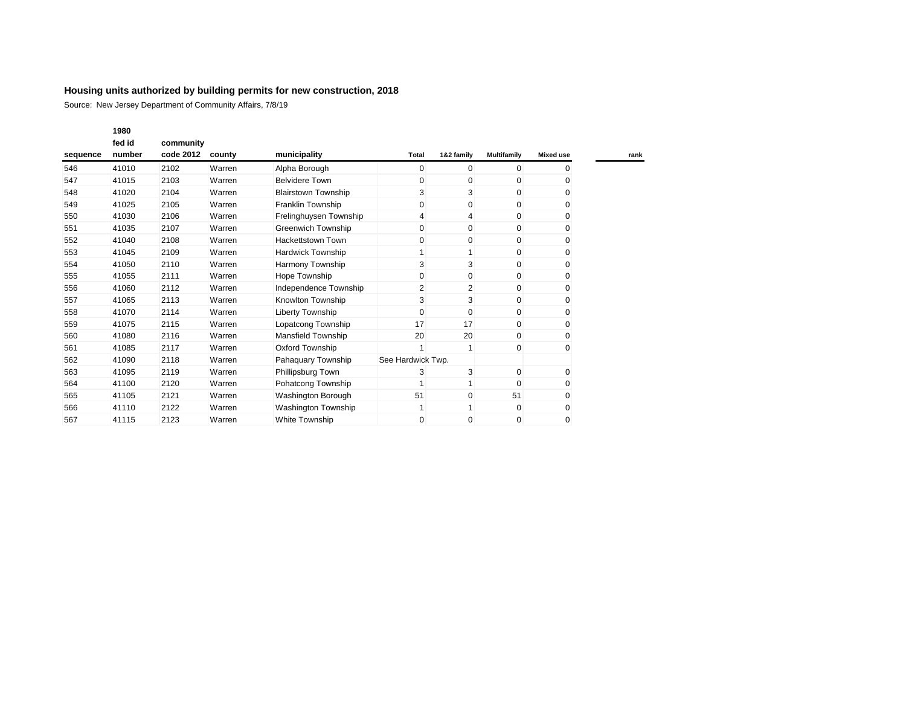**Housing units authorized by building permits for new construction, 2018**

Source: New Jersey Department of Community Affairs, 7/8/19

| sequence | 1980 fed id number | community code 2012 | county | municipality | Total | 1&2 family | Multifamily | Mixed use | rank |
|---|---|---|---|---|---|---|---|---|---|
| 546 | 41010 | 2102 | Warren | Alpha Borough | 0 | 0 | 0 | 0 | |
| 547 | 41015 | 2103 | Warren | Belvidere Town | 0 | 0 | 0 | 0 | |
| 548 | 41020 | 2104 | Warren | Blairstown Township | 3 | 3 | 0 | 0 | |
| 549 | 41025 | 2105 | Warren | Franklin Township | 0 | 0 | 0 | 0 | |
| 550 | 41030 | 2106 | Warren | Frelinghuysen Township | 4 | 4 | 0 | 0 | |
| 551 | 41035 | 2107 | Warren | Greenwich Township | 0 | 0 | 0 | 0 | |
| 552 | 41040 | 2108 | Warren | Hackettstown Town | 0 | 0 | 0 | 0 | |
| 553 | 41045 | 2109 | Warren | Hardwick Township | 1 | 1 | 0 | 0 | |
| 554 | 41050 | 2110 | Warren | Harmony Township | 3 | 3 | 0 | 0 | |
| 555 | 41055 | 2111 | Warren | Hope Township | 0 | 0 | 0 | 0 | |
| 556 | 41060 | 2112 | Warren | Independence Township | 2 | 2 | 0 | 0 | |
| 557 | 41065 | 2113 | Warren | Knowlton Township | 3 | 3 | 0 | 0 | |
| 558 | 41070 | 2114 | Warren | Liberty Township | 0 | 0 | 0 | 0 | |
| 559 | 41075 | 2115 | Warren | Lopatcong Township | 17 | 17 | 0 | 0 | |
| 560 | 41080 | 2116 | Warren | Mansfield Township | 20 | 20 | 0 | 0 | |
| 561 | 41085 | 2117 | Warren | Oxford Township | 1 | 1 | 0 | 0 | |
| 562 | 41090 | 2118 | Warren | Pahaquary Township | See Hardwick Twp. | | | | |
| 563 | 41095 | 2119 | Warren | Phillipsburg Town | 3 | 3 | 0 | 0 | |
| 564 | 41100 | 2120 | Warren | Pohatcong Township | 1 | 1 | 0 | 0 | |
| 565 | 41105 | 2121 | Warren | Washington Borough | 51 | 0 | 51 | 0 | |
| 566 | 41110 | 2122 | Warren | Washington Township | 1 | 1 | 0 | 0 | |
| 567 | 41115 | 2123 | Warren | White Township | 0 | 0 | 0 | 0 | |